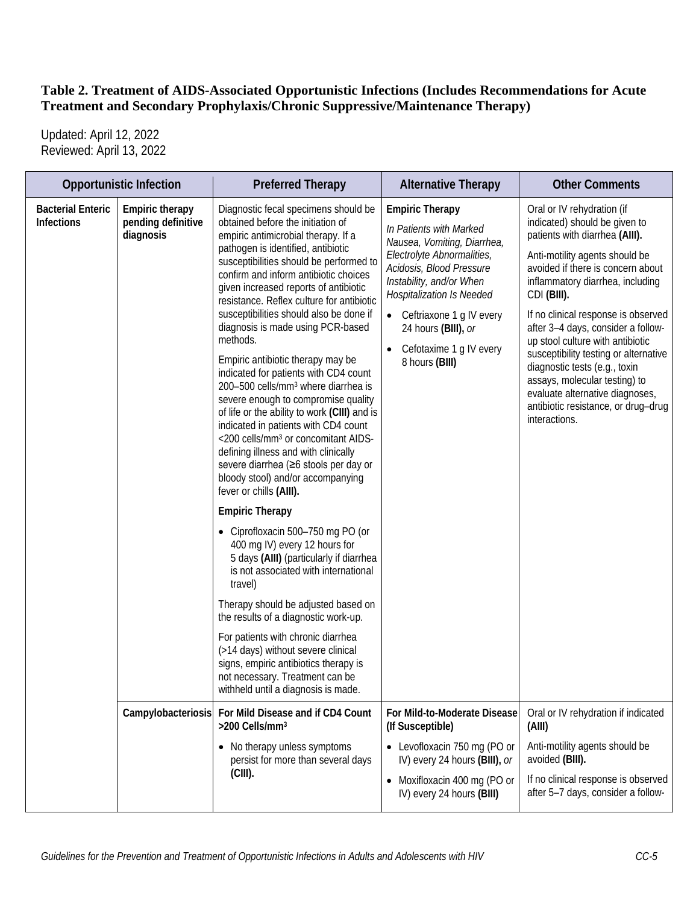**Table 2. Treatment of AIDS-Associated Opportunistic Infections (Includes Recommendations for Acute Treatment and Secondary Prophylaxis/Chronic Suppressive/Maintenance Therapy)**

Updated: April 12, 2022
Reviewed: April 13, 2022

| Opportunistic Infection | | Preferred Therapy | Alternative Therapy | Other Comments |
|---|---|---|---|---|
| **Bacterial Enteric Infections** | **Empiric therapy pending definitive diagnosis** | Diagnostic fecal specimens should be obtained before the initiation of empiric antimicrobial therapy. If a pathogen is identified, antibiotic susceptibilities should be performed to confirm and inform antibiotic choices given increased reports of antibiotic resistance. Reflex culture for antibiotic susceptibilities should also be done if diagnosis is made using PCR-based methods.<br><br>Empiric antibiotic therapy may be indicated for patients with CD4 count 200–500 cells/mm³ where diarrhea is severe enough to compromise quality of life or the ability to work **(CIII)** and is indicated in patients with CD4 count <200 cells/mm³ or concomitant AIDS-defining illness and with clinically severe diarrhea (≥6 stools per day or bloody stool) and/or accompanying fever or chills **(AIII).**<br><br>**Empiric Therapy**<br><br>• Ciprofloxacin 500–750 mg PO (or 400 mg IV) every 12 hours for 5 days **(AIII)** (particularly if diarrhea is not associated with international travel)<br><br>Therapy should be adjusted based on the results of a diagnostic work-up.<br><br>For patients with chronic diarrhea (>14 days) without severe clinical signs, empiric antibiotics therapy is not necessary. Treatment can be withheld until a diagnosis is made. | **Empiric Therapy**<br><br>*In Patients with Marked Nausea, Vomiting, Diarrhea, Electrolyte Abnormalities, Acidosis, Blood Pressure Instability, and/or When Hospitalization Is Needed*<br><br>• Ceftriaxone 1 g IV every 24 hours **(BIII),** *or*<br>• Cefotaxime 1 g IV every 8 hours **(BIII)** | Oral or IV rehydration (if indicated) should be given to patients with diarrhea **(AIII).**<br><br>Anti-motility agents should be avoided if there is concern about inflammatory diarrhea, including CDI **(BIII).**<br><br>If no clinical response is observed after 3–4 days, consider a follow-up stool culture with antibiotic susceptibility testing or alternative diagnostic tests (e.g., toxin assays, molecular testing) to evaluate alternative diagnoses, antibiotic resistance, or drug–drug interactions. |
| | **Campylobacteriosis** | **For Mild Disease and if CD4 Count >200 Cells/mm³**<br><br>• No therapy unless symptoms persist for more than several days **(CIII).** | **For Mild-to-Moderate Disease (If Susceptible)**<br><br>• Levofloxacin 750 mg (PO or IV) every 24 hours **(BIII),** *or*<br>• Moxifloxacin 400 mg (PO or IV) every 24 hours **(BIII)** | Oral or IV rehydration if indicated **(AIII)**<br><br>Anti-motility agents should be avoided **(BIII).**<br><br>If no clinical response is observed after 5–7 days, consider a follow- |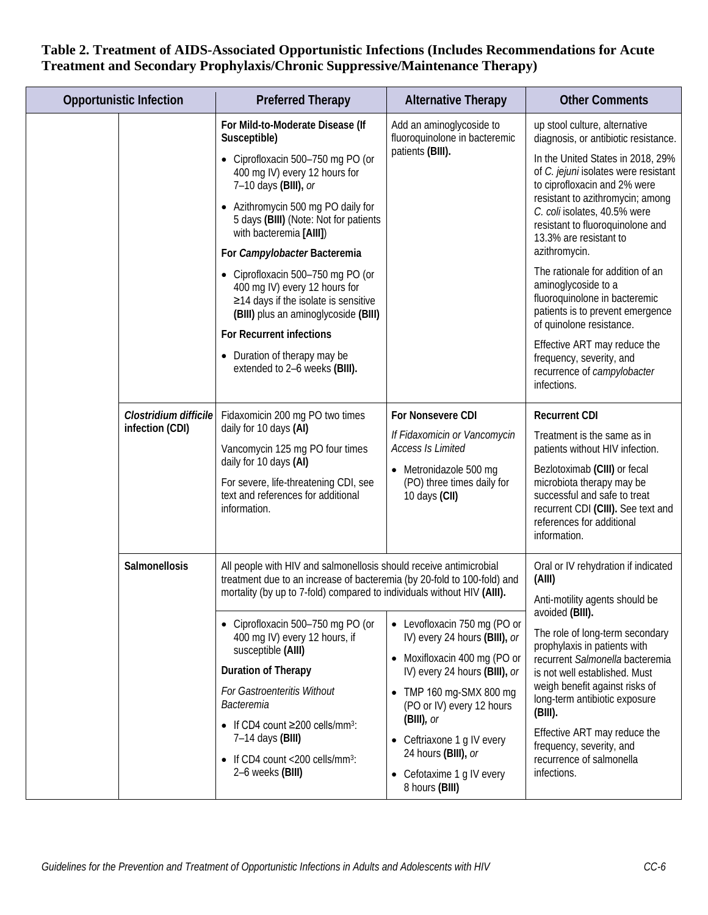**Table 2. Treatment of AIDS-Associated Opportunistic Infections (Includes Recommendations for Acute Treatment and Secondary Prophylaxis/Chronic Suppressive/Maintenance Therapy)**

| Opportunistic Infection | | Preferred Therapy | Alternative Therapy | Other Comments |
|---|---|---|---|---|
| | | **For Mild-to-Moderate Disease (If Susceptible)**<br>• Ciprofloxacin 500–750 mg PO (or 400 mg IV) every 12 hours for 7–10 days **(BIII),** *or*<br>• Azithromycin 500 mg PO daily for 5 days **(BIII)** (Note: Not for patients with bacteremia **[AIII]**)<br>**For *Campylobacter* Bacteremia**<br>• Ciprofloxacin 500–750 mg PO (or 400 mg IV) every 12 hours for ≥14 days if the isolate is sensitive **(BIII)** plus an aminoglycoside **(BIII)**<br>**For Recurrent infections**<br>• Duration of therapy may be extended to 2–6 weeks **(BIII).** | Add an aminoglycoside to fluoroquinolone in bacteremic patients **(BIII).** | up stool culture, alternative diagnosis, or antibiotic resistance.<br>In the United States in 2018, 29% of *C. jejuni* isolates were resistant to ciprofloxacin and 2% were resistant to azithromycin; among *C. coli* isolates, 40.5% were resistant to fluoroquinolone and 13.3% are resistant to azithromycin.<br>The rationale for addition of an aminoglycoside to a fluoroquinolone in bacteremic patients is to prevent emergence of quinolone resistance.<br>Effective ART may reduce the frequency, severity, and recurrence of *campylobacter* infections. |
| | ***Clostridium difficile* infection (CDI)** | Fidaxomicin 200 mg PO two times daily for 10 days **(AI)**<br>Vancomycin 125 mg PO four times daily for 10 days **(AI)**<br>For severe, life-threatening CDI, see text and references for additional information. | **For Nonsevere CDI**<br>*If Fidaxomicin or Vancomycin Access Is Limited*<br>• Metronidazole 500 mg (PO) three times daily for 10 days **(CII)** | **Recurrent CDI**<br>Treatment is the same as in patients without HIV infection.<br>Bezlotoximab **(CIII)** or fecal microbiota therapy may be successful and safe to treat recurrent CDI **(CIII).** See text and references for additional information. |
| | **Salmonellosis** | All people with HIV and salmonellosis should receive antimicrobial treatment due to an increase of bacteremia (by 20-fold to 100-fold) and mortality (by up to 7-fold) compared to individuals without HIV **(AIII).**<br><br>• Ciprofloxacin 500–750 mg PO (or 400 mg IV) every 12 hours, if susceptible **(AIII)**<br>**Duration of Therapy**<br>*For Gastroenteritis Without Bacteremia*<br>• If CD4 count ≥200 cells/mm$^3$: 7–14 days **(BIII)**<br>• If CD4 count <200 cells/mm$^3$: 2–6 weeks **(BIII)** | • Levofloxacin 750 mg (PO or IV) every 24 hours **(BIII),** *or*<br>• Moxifloxacin 400 mg (PO or IV) every 24 hours **(BIII),** *or*<br>• TMP 160 mg-SMX 800 mg (PO or IV) every 12 hours **(BIII),** *or*<br>• Ceftriaxone 1 g IV every 24 hours **(BIII),** *or*<br>• Cefotaxime 1 g IV every 8 hours **(BIII)** | Oral or IV rehydration if indicated **(AIII)**<br>Anti-motility agents should be avoided **(BIII).**<br>The role of long-term secondary prophylaxis in patients with recurrent *Salmonella* bacteremia is not well established. Must weigh benefit against risks of long-term antibiotic exposure **(BIII).**<br>Effective ART may reduce the frequency, severity, and recurrence of salmonella infections. |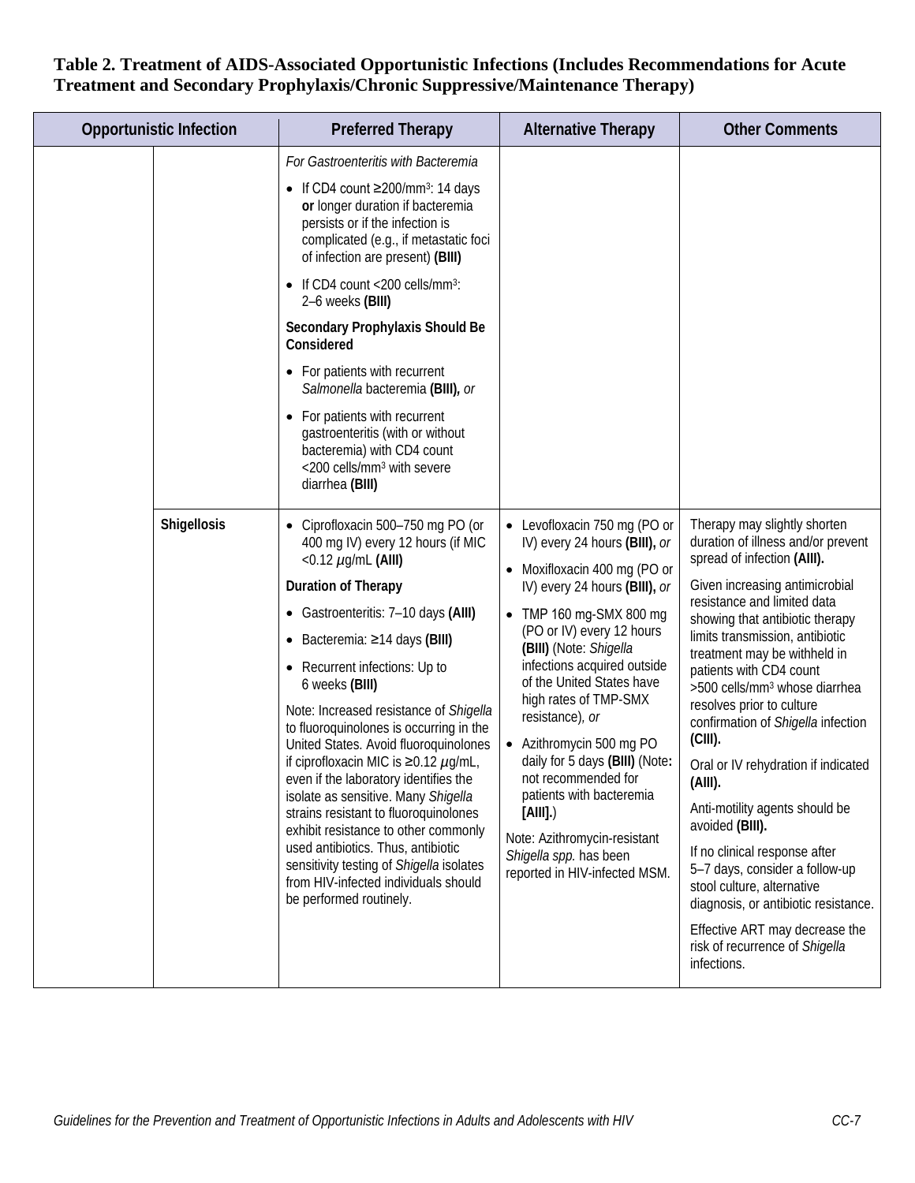**Table 2. Treatment of AIDS-Associated Opportunistic Infections (Includes Recommendations for Acute Treatment and Secondary Prophylaxis/Chronic Suppressive/Maintenance Therapy)**

| Opportunistic Infection | | Preferred Therapy | Alternative Therapy | Other Comments |
|---|---|---|---|---|
| | | *For Gastroenteritis with Bacteremia*<br>• If CD4 count ≥200/mm³: 14 days **or** longer duration if bacteremia persists or if the infection is complicated (e.g., if metastatic foci of infection are present) **(BIII)**<br>• If CD4 count <200 cells/mm³: 2–6 weeks **(BIII)**<br>**Secondary Prophylaxis Should Be Considered**<br>• For patients with recurrent *Salmonella* bacteremia **(BIII)**, *or*<br>• For patients with recurrent gastroenteritis (with or without bacteremia) with CD4 count <200 cells/mm³ with severe diarrhea **(BIII)** | | |
| | **Shigellosis** | • Ciprofloxacin 500–750 mg PO (or 400 mg IV) every 12 hours (if MIC <0.12 µg/mL **(AIII)**<br>**Duration of Therapy**<br>• Gastroenteritis: 7–10 days **(AIII)**<br>• Bacteremia: ≥14 days **(BIII)**<br>• Recurrent infections: Up to 6 weeks **(BIII)**<br>Note: Increased resistance of *Shigella* to fluoroquinolones is occurring in the United States. Avoid fluoroquinolones if ciprofloxacin MIC is ≥0.12 µg/mL, even if the laboratory identifies the isolate as sensitive. Many *Shigella* strains resistant to fluoroquinolones exhibit resistance to other commonly used antibiotics. Thus, antibiotic sensitivity testing of *Shigella* isolates from HIV-infected individuals should be performed routinely. | • Levofloxacin 750 mg (PO or IV) every 24 hours **(BIII)**, *or*<br>• Moxifloxacin 400 mg (PO or IV) every 24 hours **(BIII)**, *or*<br>• TMP 160 mg-SMX 800 mg (PO or IV) every 12 hours **(BIII)** (Note: *Shigella* infections acquired outside of the United States have high rates of TMP-SMX resistance), *or*<br>• Azithromycin 500 mg PO daily for 5 days **(BIII)** (Note**:** not recommended for patients with bacteremia **[AIII]**.)<br>Note: Azithromycin-resistant *Shigella spp.* has been reported in HIV-infected MSM. | Therapy may slightly shorten duration of illness and/or prevent spread of infection **(AIII).**<br>Given increasing antimicrobial resistance and limited data showing that antibiotic therapy limits transmission, antibiotic treatment may be withheld in patients with CD4 count >500 cells/mm³ whose diarrhea resolves prior to culture confirmation of *Shigella* infection **(CIII).**<br>Oral or IV rehydration if indicated **(AIII).**<br>Anti-motility agents should be avoided **(BIII).**<br>If no clinical response after 5–7 days, consider a follow-up stool culture, alternative diagnosis, or antibiotic resistance.<br>Effective ART may decrease the risk of recurrence of *Shigella* infections. |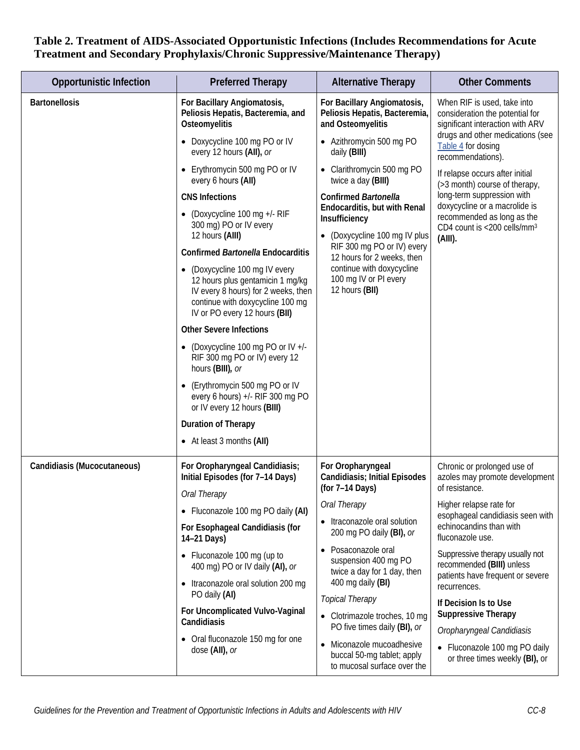**Table 2. Treatment of AIDS-Associated Opportunistic Infections (Includes Recommendations for Acute Treatment and Secondary Prophylaxis/Chronic Suppressive/Maintenance Therapy)**

| Opportunistic Infection | Preferred Therapy | Alternative Therapy | Other Comments |
|---|---|---|---|
| **Bartonellosis** | **For Bacillary Angiomatosis, Peliosis Hepatis, Bacteremia, and Osteomyelitis**<br>• Doxycycline 100 mg PO or IV every 12 hours **(AII),** *or*<br>• Erythromycin 500 mg PO or IV every 6 hours **(AII)**<br>**CNS Infections**<br>• (Doxycycline 100 mg +/- RIF 300 mg) PO or IV every 12 hours **(AIII)**<br>**Confirmed *Bartonella* Endocarditis**<br>• (Doxycycline 100 mg IV every 12 hours plus gentamicin 1 mg/kg IV every 8 hours) for 2 weeks, then continue with doxycycline 100 mg IV or PO every 12 hours **(BII)**<br>**Other Severe Infections**<br>• (Doxycycline 100 mg PO or IV +/- RIF 300 mg PO or IV) every 12 hours **(BIII),** *or*<br>• (Erythromycin 500 mg PO or IV every 6 hours) +/- RIF 300 mg PO or IV every 12 hours **(BIII)**<br>**Duration of Therapy**<br>• At least 3 months **(AII)** | **For Bacillary Angiomatosis, Peliosis Hepatis, Bacteremia, and Osteomyelitis**<br>• Azithromycin 500 mg PO daily **(BIII)**<br>• Clarithromycin 500 mg PO twice a day **(BIII)**<br>**Confirmed *Bartonella* Endocarditis, but with Renal Insufficiency**<br>• (Doxycycline 100 mg IV plus RIF 300 mg PO or IV) every 12 hours for 2 weeks, then continue with doxycycline 100 mg IV or PI every 12 hours **(BII)** | When RIF is used, take into consideration the potential for significant interaction with ARV drugs and other medications (see Table 4 for dosing recommendations).<br>If relapse occurs after initial (>3 month) course of therapy, long-term suppression with doxycycline or a macrolide is recommended as long as the CD4 count is <200 cells/mm$^3$ **(AIII).** |
| **Candidiasis (Mucocutaneous)** | **For Oropharyngeal Candidiasis; Initial Episodes (for 7–14 Days)**<br>*Oral Therapy*<br>• Fluconazole 100 mg PO daily **(AI)**<br>**For Esophageal Candidiasis (for 14–21 Days)**<br>• Fluconazole 100 mg (up to 400 mg) PO or IV daily **(AI),** *or*<br>• Itraconazole oral solution 200 mg PO daily **(AI)**<br>**For Uncomplicated Vulvo-Vaginal Candidiasis**<br>• Oral fluconazole 150 mg for one dose **(AII),** *or* | **For Oropharyngeal Candidiasis; Initial Episodes (for 7–14 Days)**<br>*Oral Therapy*<br>• Itraconazole oral solution 200 mg PO daily **(BI),** *or*<br>• Posaconazole oral suspension 400 mg PO twice a day for 1 day, then 400 mg daily **(BI)**<br>*Topical Therapy*<br>• Clotrimazole troches, 10 mg PO five times daily **(BI),** *or*<br>• Miconazole mucoadhesive buccal 50-mg tablet; apply to mucosal surface over the | Chronic or prolonged use of azoles may promote development of resistance.<br>Higher relapse rate for esophageal candidiasis seen with echinocandins than with fluconazole use.<br>Suppressive therapy usually not recommended **(BIII)** unless patients have frequent or severe recurrences.<br>**If Decision Is to Use Suppressive Therapy**<br>*Oropharyngeal Candidiasis*<br>• Fluconazole 100 mg PO daily or three times weekly **(BI),** or |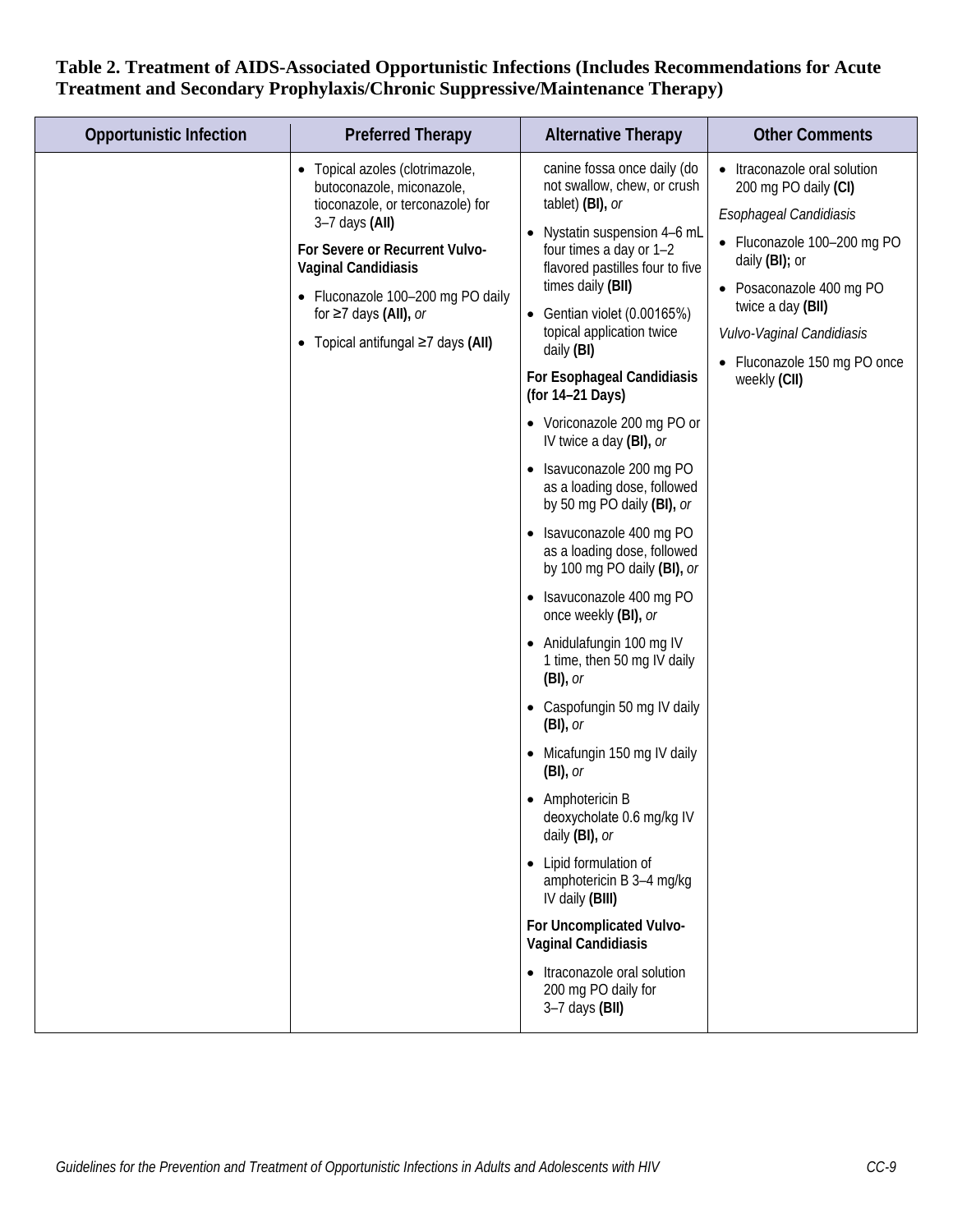**Table 2. Treatment of AIDS-Associated Opportunistic Infections (Includes Recommendations for Acute Treatment and Secondary Prophylaxis/Chronic Suppressive/Maintenance Therapy)**

| Opportunistic Infection | Preferred Therapy | Alternative Therapy | Other Comments |
|---|---|---|---|
| | • Topical azoles (clotrimazole, butoconazole, miconazole, tioconazole, or terconazole) for 3–7 days **(AII)**<br><br>**For Severe or Recurrent Vulvo-Vaginal Candidiasis**<br><br>• Fluconazole 100–200 mg PO daily for ≥7 days **(AII),** *or*<br>• Topical antifungal ≥7 days **(AII)** | canine fossa once daily (do not swallow, chew, or crush tablet) **(BI),** *or*<br>• Nystatin suspension 4–6 mL four times a day or 1–2 flavored pastilles four to five times daily **(BII)**<br>• Gentian violet (0.00165%) topical application twice daily **(BI)**<br><br>**For Esophageal Candidiasis (for 14–21 Days)**<br><br>• Voriconazole 200 mg PO or IV twice a day **(BI),** *or*<br>• Isavuconazole 200 mg PO as a loading dose, followed by 50 mg PO daily **(BI),** *or*<br>• Isavuconazole 400 mg PO as a loading dose, followed by 100 mg PO daily **(BI),** *or*<br>• Isavuconazole 400 mg PO once weekly **(BI),** *or*<br>• Anidulafungin 100 mg IV 1 time, then 50 mg IV daily **(BI),** *or*<br>• Caspofungin 50 mg IV daily **(BI),** *or*<br>• Micafungin 150 mg IV daily **(BI),** *or*<br>• Amphotericin B deoxycholate 0.6 mg/kg IV daily **(BI),** *or*<br>• Lipid formulation of amphotericin B 3–4 mg/kg IV daily **(BIII)**<br><br>**For Uncomplicated Vulvo-Vaginal Candidiasis**<br><br>• Itraconazole oral solution 200 mg PO daily for 3–7 days **(BII)** | • Itraconazole oral solution 200 mg PO daily **(CI)**<br><br>*Esophageal Candidiasis*<br><br>• Fluconazole 100–200 mg PO daily **(BI)**; or<br>• Posaconazole 400 mg PO twice a day **(BII)**<br><br>*Vulvo-Vaginal Candidiasis*<br><br>• Fluconazole 150 mg PO once weekly **(CII)** |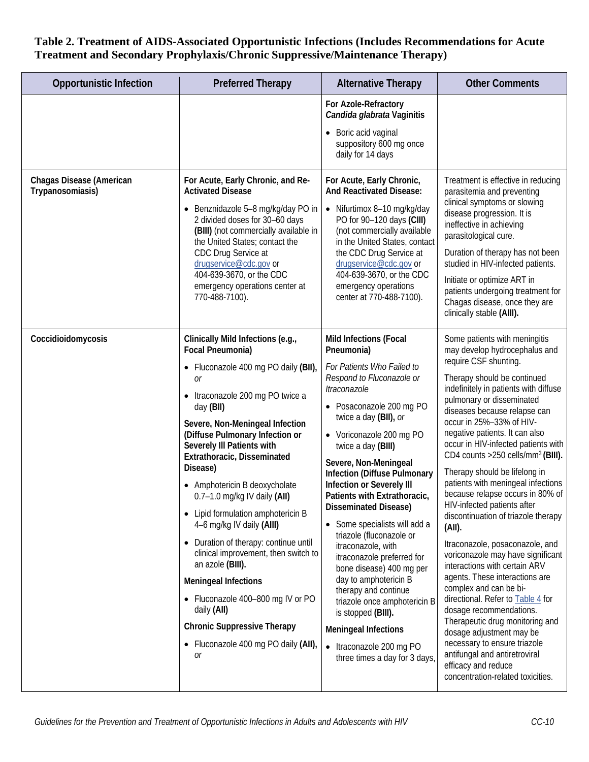**Table 2. Treatment of AIDS-Associated Opportunistic Infections (Includes Recommendations for Acute Treatment and Secondary Prophylaxis/Chronic Suppressive/Maintenance Therapy)**

| Opportunistic Infection | Preferred Therapy | Alternative Therapy | Other Comments |
|---|---|---|---|
| | | **For Azole-Refractory *Candida glabrata* Vaginitis**<br>• Boric acid vaginal suppository 600 mg once daily for 14 days | |
| **Chagas Disease (American Trypanosomiasis)** | **For Acute, Early Chronic, and Re-Activated Disease**<br>• Benznidazole 5–8 mg/kg/day PO in 2 divided doses for 30–60 days **(BIII)** (not commercially available in the United States; contact the CDC Drug Service at drugservice@cdc.gov or 404-639-3670, or the CDC emergency operations center at 770-488-7100). | **For Acute, Early Chronic, And Reactivated Disease:**<br>• Nifurtimox 8–10 mg/kg/day PO for 90–120 days **(CIII)** (not commercially available in the United States, contact the CDC Drug Service at drugservice@cdc.gov or 404-639-3670, or the CDC emergency operations center at 770-488-7100). | Treatment is effective in reducing parasitemia and preventing clinical symptoms or slowing disease progression. It is ineffective in achieving parasitological cure.<br>Duration of therapy has not been studied in HIV-infected patients.<br>Initiate or optimize ART in patients undergoing treatment for Chagas disease, once they are clinically stable **(AIII).** |
| **Coccidioidomycosis** | **Clinically Mild Infections (e.g., Focal Pneumonia)**<br>• Fluconazole 400 mg PO daily **(BII),** *or*<br>• Itraconazole 200 mg PO twice a day **(BII)**<br>**Severe, Non-Meningeal Infection (Diffuse Pulmonary Infection or Severely Ill Patients with Extrathoracic, Disseminated Disease)**<br>• Amphotericin B deoxycholate 0.7–1.0 mg/kg IV daily **(AII)**<br>• Lipid formulation amphotericin B 4–6 mg/kg IV daily **(AIII)**<br>• Duration of therapy: continue until clinical improvement, then switch to an azole **(BIII).**<br>**Meningeal Infections**<br>• Fluconazole 400–800 mg IV or PO daily **(AII)**<br>**Chronic Suppressive Therapy**<br>• Fluconazole 400 mg PO daily **(AII),** *or* | **Mild Infections (Focal Pneumonia)**<br>*For Patients Who Failed to Respond to Fluconazole or Itraconazole*<br>• Posaconazole 200 mg PO twice a day **(BII),** *or*<br>• Voriconazole 200 mg PO twice a day **(BIII)**<br>**Severe, Non-Meningeal Infection (Diffuse Pulmonary Infection or Severely Ill Patients with Extrathoracic, Disseminated Disease)**<br>• Some specialists will add a triazole (fluconazole or itraconazole, with itraconazole preferred for bone disease) 400 mg per day to amphotericin B therapy and continue triazole once amphotericin B is stopped **(BIII).**<br>**Meningeal Infections**<br>• Itraconazole 200 mg PO three times a day for 3 days, | Some patients with meningitis may develop hydrocephalus and require CSF shunting.<br>Therapy should be continued indefinitely in patients with diffuse pulmonary or disseminated diseases because relapse can occur in 25%–33% of HIV-negative patients. It can also occur in HIV-infected patients with CD4 counts >250 cells/mm³ **(BIII).**<br>Therapy should be lifelong in patients with meningeal infections because relapse occurs in 80% of HIV-infected patients after discontinuation of triazole therapy **(AII).**<br>Itraconazole, posaconazole, and voriconazole may have significant interactions with certain ARV agents. These interactions are complex and can be bi-directional. Refer to Table 4 for dosage recommendations. Therapeutic drug monitoring and dosage adjustment may be necessary to ensure triazole antifungal and antiretroviral efficacy and reduce concentration-related toxicities. |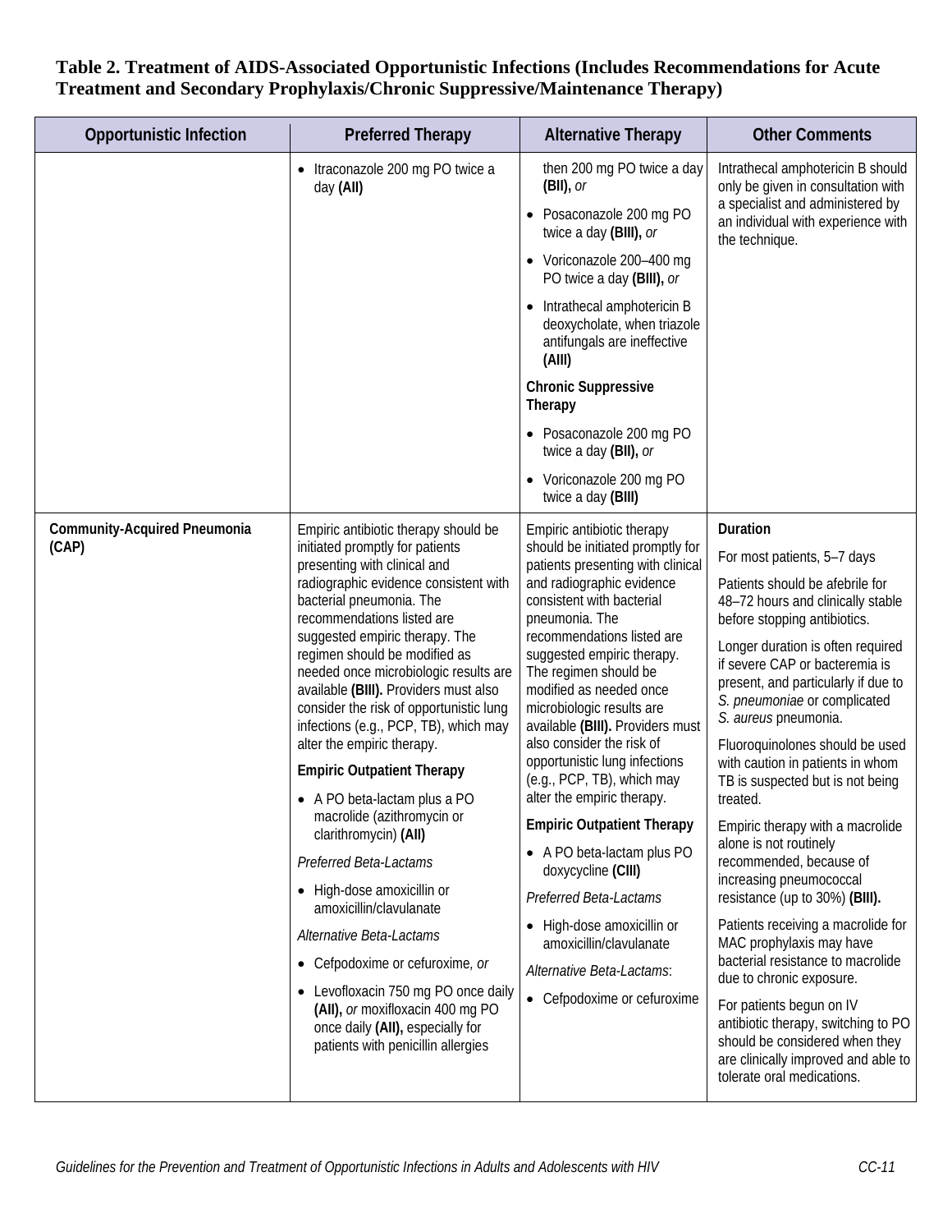**Table 2. Treatment of AIDS-Associated Opportunistic Infections (Includes Recommendations for Acute Treatment and Secondary Prophylaxis/Chronic Suppressive/Maintenance Therapy)**

| Opportunistic Infection | Preferred Therapy | Alternative Therapy | Other Comments |
|---|---|---|---|
| | • Itraconazole 200 mg PO twice a day **(AII)** | then 200 mg PO twice a day **(BII),** *or*<br>• Posaconazole 200 mg PO twice a day **(BIII),** *or*<br>• Voriconazole 200–400 mg PO twice a day **(BIII),** *or*<br>• Intrathecal amphotericin B deoxycholate, when triazole antifungals are ineffective **(AIII)**<br>**Chronic Suppressive Therapy**<br>• Posaconazole 200 mg PO twice a day **(BII),** *or*<br>• Voriconazole 200 mg PO twice a day **(BIII)** | Intrathecal amphotericin B should only be given in consultation with a specialist and administered by an individual with experience with the technique. |
| **Community-Acquired Pneumonia (CAP)** | Empiric antibiotic therapy should be initiated promptly for patients presenting with clinical and radiographic evidence consistent with bacterial pneumonia. The recommendations listed are suggested empiric therapy. The regimen should be modified as needed once microbiologic results are available **(BIII).** Providers must also consider the risk of opportunistic lung infections (e.g., PCP, TB), which may alter the empiric therapy.<br>**Empiric Outpatient Therapy**<br>• A PO beta-lactam plus a PO macrolide (azithromycin or clarithromycin) **(AII)**<br>*Preferred Beta-Lactams*<br>• High-dose amoxicillin or amoxicillin/clavulanate<br>*Alternative Beta-Lactams*<br>• Cefpodoxime or cefuroxime, *or*<br>• Levofloxacin 750 mg PO once daily **(AII),** *or* moxifloxacin 400 mg PO once daily **(AII),** especially for patients with penicillin allergies | Empiric antibiotic therapy should be initiated promptly for patients presenting with clinical and radiographic evidence consistent with bacterial pneumonia. The recommendations listed are suggested empiric therapy. The regimen should be modified as needed once microbiologic results are available **(BIII).** Providers must also consider the risk of opportunistic lung infections (e.g., PCP, TB), which may alter the empiric therapy.<br>**Empiric Outpatient Therapy**<br>• A PO beta-lactam plus PO doxycycline **(CIII)**<br>*Preferred Beta-Lactams*<br>• High-dose amoxicillin or amoxicillin/clavulanate<br>*Alternative Beta-Lactams*:<br>• Cefpodoxime or cefuroxime | **Duration**<br>For most patients, 5–7 days<br>Patients should be afebrile for 48–72 hours and clinically stable before stopping antibiotics.<br>Longer duration is often required if severe CAP or bacteremia is present, and particularly if due to *S. pneumoniae* or complicated *S. aureus* pneumonia.<br>Fluoroquinolones should be used with caution in patients in whom TB is suspected but is not being treated.<br>Empiric therapy with a macrolide alone is not routinely recommended, because of increasing pneumococcal resistance (up to 30%) **(BIII).**<br>Patients receiving a macrolide for MAC prophylaxis may have bacterial resistance to macrolide due to chronic exposure.<br>For patients begun on IV antibiotic therapy, switching to PO should be considered when they are clinically improved and able to tolerate oral medications. |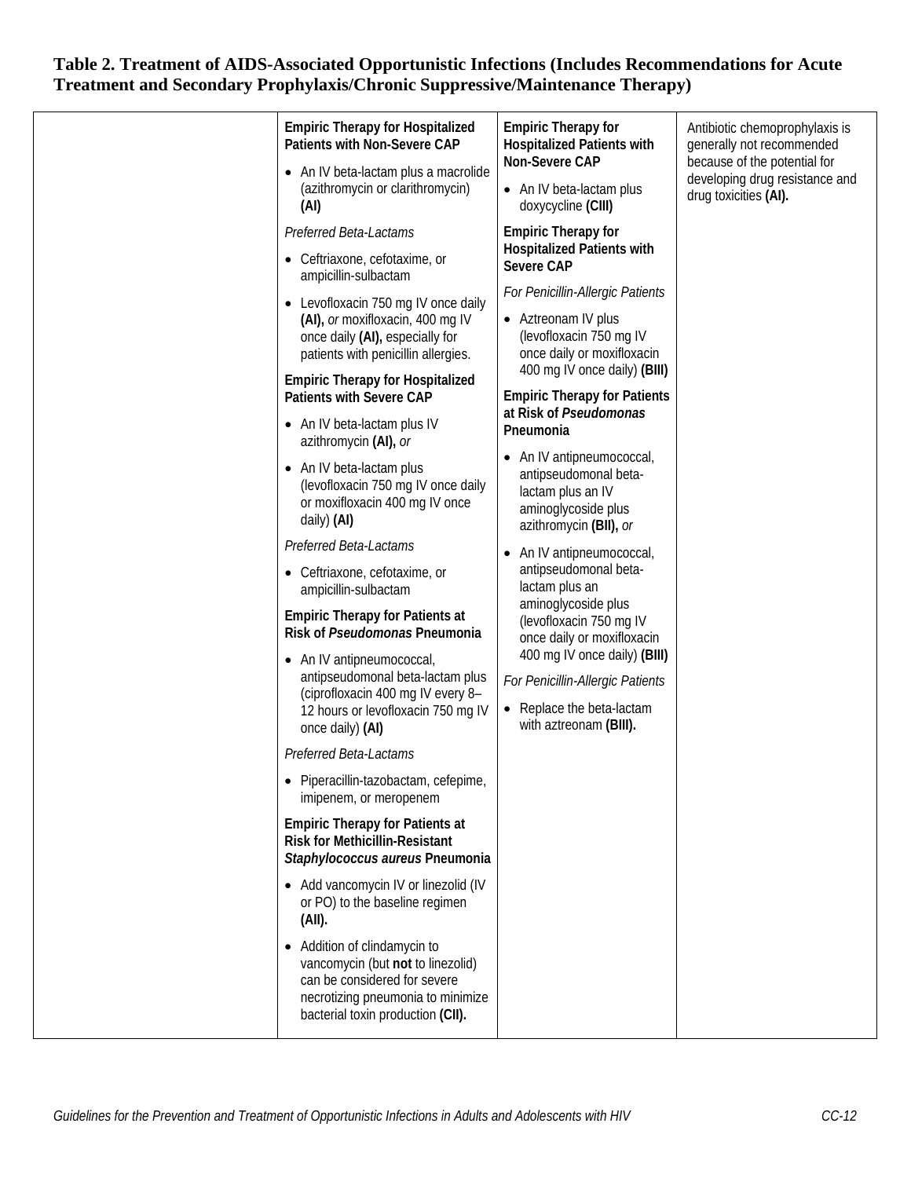**Table 2. Treatment of AIDS-Associated Opportunistic Infections (Includes Recommendations for Acute Treatment and Secondary Prophylaxis/Chronic Suppressive/Maintenance Therapy)**

| | | | |
|---|---|---|---|
| | **Empiric Therapy for Hospitalized Patients with Non-Severe CAP**<br>• An IV beta-lactam plus a macrolide (azithromycin or clarithromycin) **(AI)**<br>*Preferred Beta-Lactams*<br>• Ceftriaxone, cefotaxime, or ampicillin-sulbactam<br>• Levofloxacin 750 mg IV once daily **(AI),** *or* moxifloxacin, 400 mg IV once daily **(AI),** especially for patients with penicillin allergies.<br>**Empiric Therapy for Hospitalized Patients with Severe CAP**<br>• An IV beta-lactam plus IV azithromycin **(AI),** *or*<br>• An IV beta-lactam plus (levofloxacin 750 mg IV once daily or moxifloxacin 400 mg IV once daily) **(AI)**<br>*Preferred Beta-Lactams*<br>• Ceftriaxone, cefotaxime, or ampicillin-sulbactam<br>**Empiric Therapy for Patients at Risk of *Pseudomonas* Pneumonia**<br>• An IV antipneumococcal, antipseudomonal beta-lactam plus (ciprofloxacin 400 mg IV every 8–12 hours or levofloxacin 750 mg IV once daily) **(AI)**<br>*Preferred Beta-Lactams*<br>• Piperacillin-tazobactam, cefepime, imipenem, or meropenem<br>**Empiric Therapy for Patients at Risk for Methicillin-Resistant *Staphylococcus aureus* Pneumonia**<br>• Add vancomycin IV or linezolid (IV or PO) to the baseline regimen **(AII).**<br>• Addition of clindamycin to vancomycin (but **not** to linezolid) can be considered for severe necrotizing pneumonia to minimize bacterial toxin production **(CII).** | **Empiric Therapy for Hospitalized Patients with Non-Severe CAP**<br>• An IV beta-lactam plus doxycycline **(CIII)**<br>**Empiric Therapy for Hospitalized Patients with Severe CAP**<br>*For Penicillin-Allergic Patients*<br>• Aztreonam IV plus (levofloxacin 750 mg IV once daily or moxifloxacin 400 mg IV once daily) **(BIII)**<br>**Empiric Therapy for Patients at Risk of *Pseudomonas* Pneumonia**<br>• An IV antipneumococcal, antipseudomonal beta-lactam plus an IV aminoglycoside plus azithromycin **(BII),** *or*<br>• An IV antipneumococcal, antipseudomonal beta-lactam plus an aminoglycoside plus (levofloxacin 750 mg IV once daily or moxifloxacin 400 mg IV once daily) **(BIII)**<br>*For Penicillin-Allergic Patients*<br>• Replace the beta-lactam with aztreonam **(BIII).** | Antibiotic chemoprophylaxis is generally not recommended because of the potential for developing drug resistance and drug toxicities **(AI).** |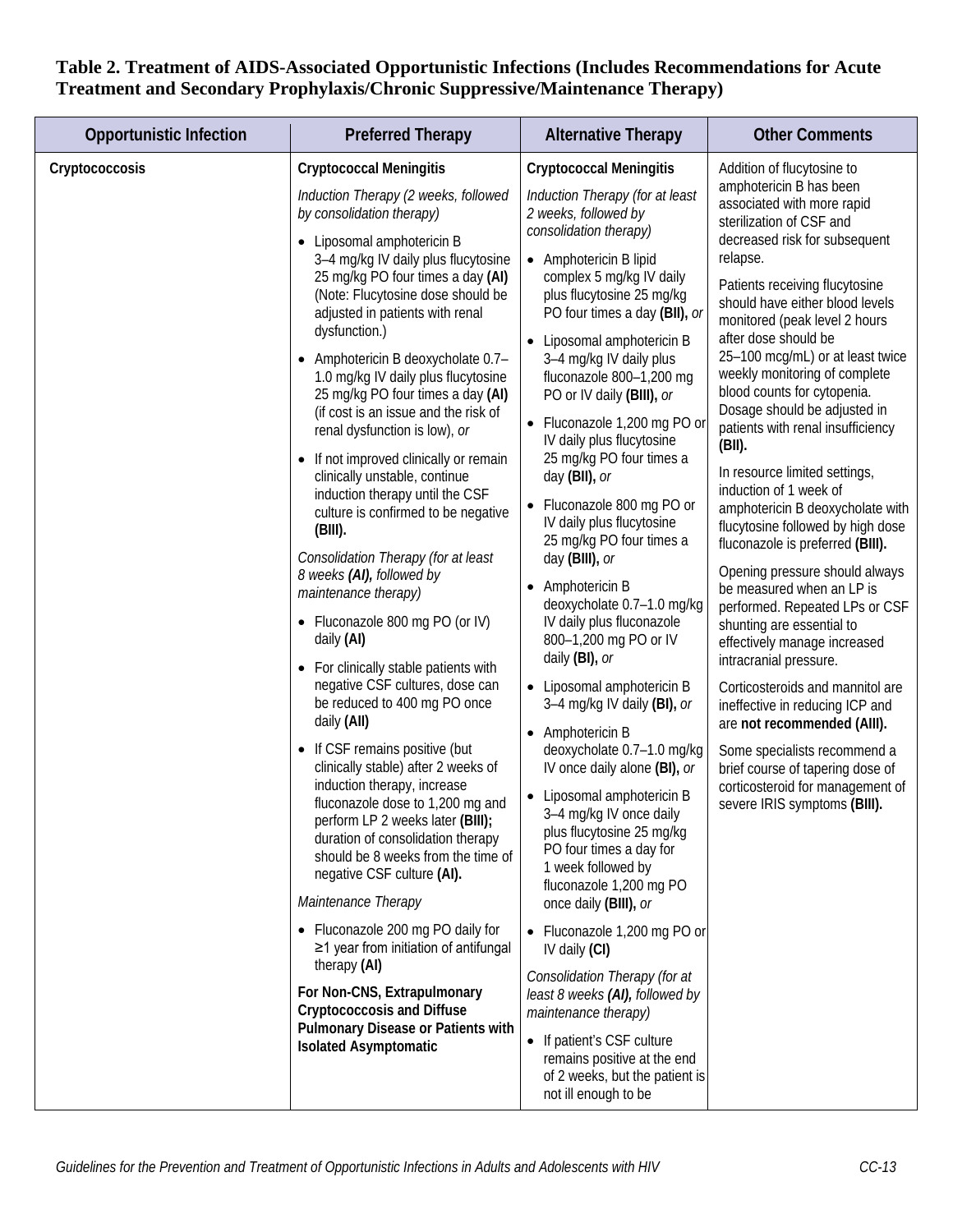**Table 2. Treatment of AIDS-Associated Opportunistic Infections (Includes Recommendations for Acute Treatment and Secondary Prophylaxis/Chronic Suppressive/Maintenance Therapy)**

| Opportunistic Infection | Preferred Therapy | Alternative Therapy | Other Comments |
|---|---|---|---|
| Cryptococcosis | **Cryptococcal Meningitis**<br><br>*Induction Therapy (2 weeks, followed by consolidation therapy)*<br><br>• Liposomal amphotericin B 3–4 mg/kg IV daily plus flucytosine 25 mg/kg PO four times a day **(AI)** (Note: Flucytosine dose should be adjusted in patients with renal dysfunction.)<br><br>• Amphotericin B deoxycholate 0.7–1.0 mg/kg IV daily plus flucytosine 25 mg/kg PO four times a day **(AI)** (if cost is an issue and the risk of renal dysfunction is low), *or*<br><br>• If not improved clinically or remain clinically unstable, continue induction therapy until the CSF culture is confirmed to be negative **(BIII).**<br><br>*Consolidation Therapy (for at least 8 weeks **(AI),** followed by maintenance therapy)*<br><br>• Fluconazole 800 mg PO (or IV) daily **(AI)**<br><br>• For clinically stable patients with negative CSF cultures, dose can be reduced to 400 mg PO once daily **(AII)**<br><br>• If CSF remains positive (but clinically stable) after 2 weeks of induction therapy, increase fluconazole dose to 1,200 mg and perform LP 2 weeks later **(BIII);** duration of consolidation therapy should be 8 weeks from the time of negative CSF culture **(AI).**<br><br>*Maintenance Therapy*<br><br>• Fluconazole 200 mg PO daily for ≥1 year from initiation of antifungal therapy **(AI)**<br><br>**For Non-CNS, Extrapulmonary Cryptococcosis and Diffuse Pulmonary Disease or Patients with Isolated Asymptomatic** | **Cryptococcal Meningitis**<br><br>*Induction Therapy (for at least 2 weeks, followed by consolidation therapy)*<br><br>• Amphotericin B lipid complex 5 mg/kg IV daily plus flucytosine 25 mg/kg PO four times a day **(BII),** *or*<br><br>• Liposomal amphotericin B 3–4 mg/kg IV daily plus fluconazole 800–1,200 mg PO or IV daily **(BIII),** *or*<br><br>• Fluconazole 1,200 mg PO or IV daily plus flucytosine 25 mg/kg PO four times a day **(BII),** *or*<br><br>• Fluconazole 800 mg PO or IV daily plus flucytosine 25 mg/kg PO four times a day **(BIII),** *or*<br><br>• Amphotericin B deoxycholate 0.7–1.0 mg/kg IV daily plus fluconazole 800–1,200 mg PO or IV daily **(BI),** *or*<br><br>• Liposomal amphotericin B 3–4 mg/kg IV daily **(BI),** *or*<br><br>• Amphotericin B deoxycholate 0.7–1.0 mg/kg IV once daily alone **(BI),** *or*<br><br>• Liposomal amphotericin B 3–4 mg/kg IV once daily plus flucytosine 25 mg/kg PO four times a day for 1 week followed by fluconazole 1,200 mg PO once daily **(BIII),** *or*<br><br>• Fluconazole 1,200 mg PO or IV daily **(CI)**<br><br>*Consolidation Therapy (for at least 8 weeks **(AI),** followed by maintenance therapy)*<br><br>• If patient's CSF culture remains positive at the end of 2 weeks, but the patient is not ill enough to be | Addition of flucytosine to amphotericin B has been associated with more rapid sterilization of CSF and decreased risk for subsequent relapse.<br><br>Patients receiving flucytosine should have either blood levels monitored (peak level 2 hours after dose should be 25–100 mcg/mL) or at least twice weekly monitoring of complete blood counts for cytopenia. Dosage should be adjusted in patients with renal insufficiency **(BII).**<br><br>In resource limited settings, induction of 1 week of amphotericin B deoxycholate with flucytosine followed by high dose fluconazole is preferred **(BIII).**<br><br>Opening pressure should always be measured when an LP is performed. Repeated LPs or CSF shunting are essential to effectively manage increased intracranial pressure.<br><br>Corticosteroids and mannitol are ineffective in reducing ICP and are **not recommended (AIII).**<br><br>Some specialists recommend a brief course of tapering dose of corticosteroid for management of severe IRIS symptoms **(BIII).** |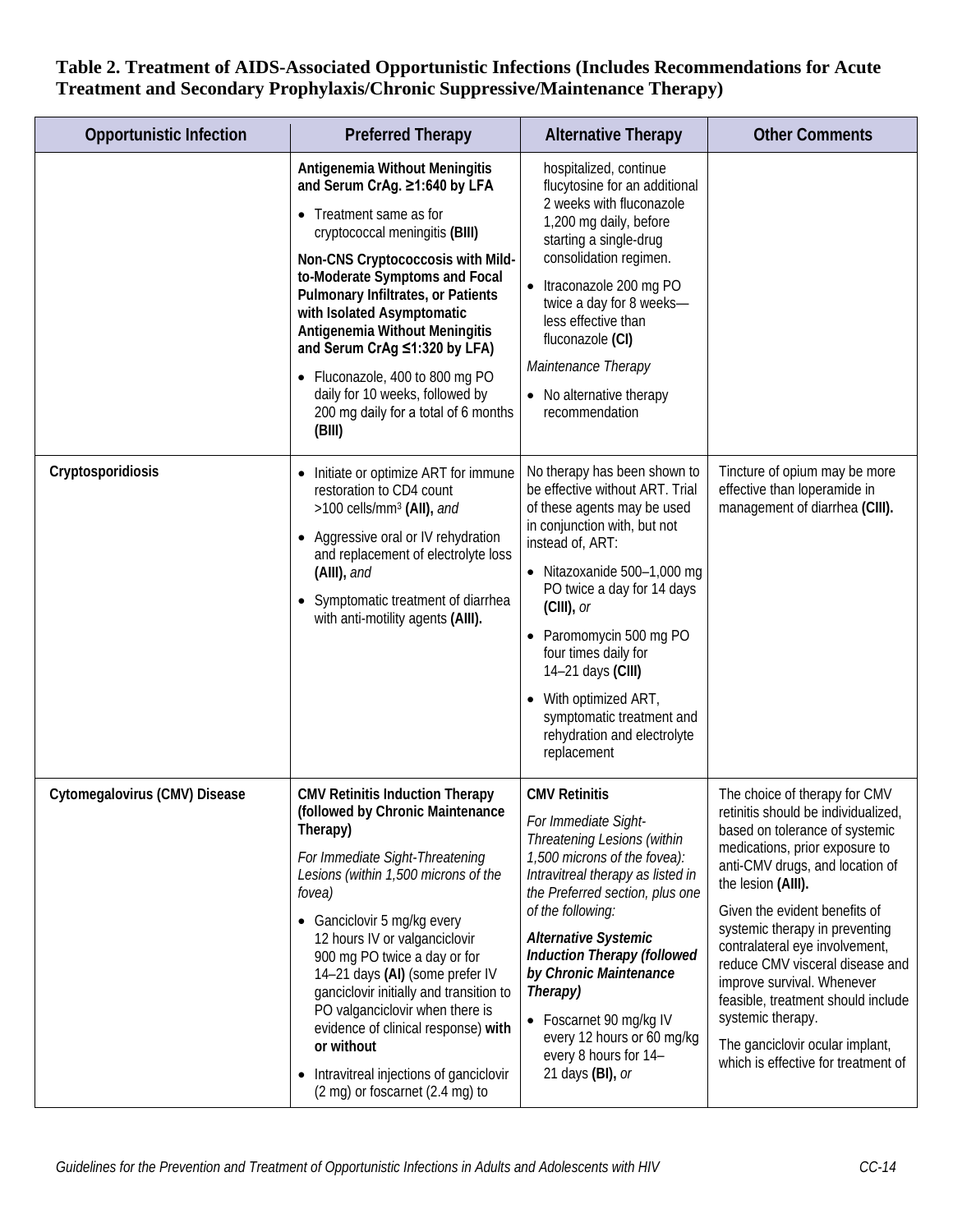**Table 2. Treatment of AIDS-Associated Opportunistic Infections (Includes Recommendations for Acute Treatment and Secondary Prophylaxis/Chronic Suppressive/Maintenance Therapy)**

| Opportunistic Infection | Preferred Therapy | Alternative Therapy | Other Comments |
|---|---|---|---|
| | **Antigenemia Without Meningitis and Serum CrAg. ≥1:640 by LFA**<br>• Treatment same as for cryptococcal meningitis **(BIII)**<br>**Non-CNS Cryptococcosis with Mild-to-Moderate Symptoms and Focal Pulmonary Infiltrates, or Patients with Isolated Asymptomatic Antigenemia Without Meningitis and Serum CrAg ≤1:320 by LFA)**<br>• Fluconazole, 400 to 800 mg PO daily for 10 weeks, followed by 200 mg daily for a total of 6 months **(BIII)** | hospitalized, continue flucytosine for an additional 2 weeks with fluconazole 1,200 mg daily, before starting a single-drug consolidation regimen.<br>• Itraconazole 200 mg PO twice a day for 8 weeks—less effective than fluconazole **(CI)**<br>*Maintenance Therapy*<br>• No alternative therapy recommendation | |
| **Cryptosporidiosis** | • Initiate or optimize ART for immune restoration to CD4 count >100 cells/mm³ **(AII),** *and*<br>• Aggressive oral or IV rehydration and replacement of electrolyte loss **(AIII),** *and*<br>• Symptomatic treatment of diarrhea with anti-motility agents **(AIII).** | No therapy has been shown to be effective without ART. Trial of these agents may be used in conjunction with, but not instead of, ART:<br>• Nitazoxanide 500–1,000 mg PO twice a day for 14 days **(CIII),** *or*<br>• Paromomycin 500 mg PO four times daily for 14–21 days **(CIII)**<br>• With optimized ART, symptomatic treatment and rehydration and electrolyte replacement | Tincture of opium may be more effective than loperamide in management of diarrhea **(CIII).** |
| **Cytomegalovirus (CMV) Disease** | **CMV Retinitis Induction Therapy (followed by Chronic Maintenance Therapy)**<br>*For Immediate Sight-Threatening Lesions (within 1,500 microns of the fovea)*<br>• Ganciclovir 5 mg/kg every 12 hours IV or valganciclovir 900 mg PO twice a day or for 14–21 days **(AI)** (some prefer IV ganciclovir initially and transition to PO valganciclovir when there is evidence of clinical response) **with or without**<br>• Intravitreal injections of ganciclovir (2 mg) or foscarnet (2.4 mg) to | **CMV Retinitis**<br>*For Immediate Sight-Threatening Lesions (within 1,500 microns of the fovea): Intravitreal therapy as listed in the Preferred section, plus one of the following:*<br>***Alternative Systemic Induction Therapy (followed by Chronic Maintenance Therapy)***<br>• Foscarnet 90 mg/kg IV every 12 hours or 60 mg/kg every 8 hours for 14–21 days **(BI),** *or* | The choice of therapy for CMV retinitis should be individualized, based on tolerance of systemic medications, prior exposure to anti-CMV drugs, and location of the lesion **(AIII).**<br>Given the evident benefits of systemic therapy in preventing contralateral eye involvement, reduce CMV visceral disease and improve survival. Whenever feasible, treatment should include systemic therapy.<br>The ganciclovir ocular implant, which is effective for treatment of |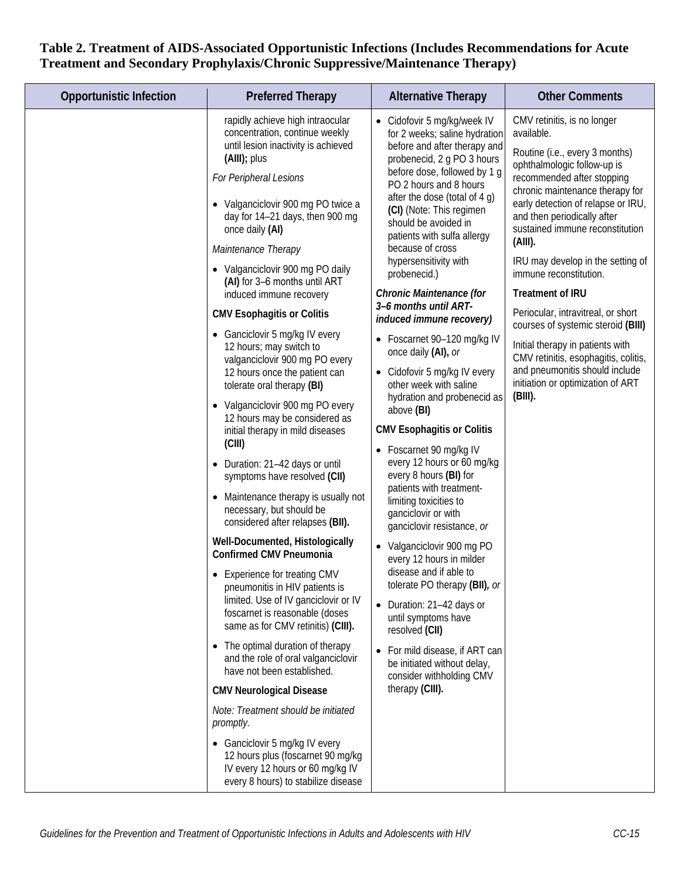**Table 2. Treatment of AIDS-Associated Opportunistic Infections (Includes Recommendations for Acute Treatment and Secondary Prophylaxis/Chronic Suppressive/Maintenance Therapy)**

| Opportunistic Infection | Preferred Therapy | Alternative Therapy | Other Comments |
|---|---|---|---|
| | rapidly achieve high intraocular concentration, continue weekly until lesion inactivity is achieved **(AIII);** plus<br><br>*For Peripheral Lesions*<br><br>• Valganciclovir 900 mg PO twice a day for 14–21 days, then 900 mg once daily **(AI)**<br><br>*Maintenance Therapy*<br><br>• Valganciclovir 900 mg PO daily **(AI)** for 3–6 months until ART induced immune recovery<br><br>**CMV Esophagitis or Colitis**<br><br>• Ganciclovir 5 mg/kg IV every 12 hours; may switch to valganciclovir 900 mg PO every 12 hours once the patient can tolerate oral therapy **(BI)**<br><br>• Valganciclovir 900 mg PO every 12 hours may be considered as initial therapy in mild diseases **(CIII)**<br><br>• Duration: 21–42 days or until symptoms have resolved **(CII)**<br><br>• Maintenance therapy is usually not necessary, but should be considered after relapses **(BII).**<br><br>**Well-Documented, Histologically Confirmed CMV Pneumonia**<br><br>• Experience for treating CMV pneumonitis in HIV patients is limited. Use of IV ganciclovir or IV foscarnet is reasonable (doses same as for CMV retinitis) **(CIII).**<br><br>• The optimal duration of therapy and the role of oral valganciclovir have not been established.<br><br>**CMV Neurological Disease**<br><br>*Note: Treatment should be initiated promptly.*<br><br>• Ganciclovir 5 mg/kg IV every 12 hours plus (foscarnet 90 mg/kg IV every 12 hours or 60 mg/kg IV every 8 hours) to stabilize disease | • Cidofovir 5 mg/kg/week IV for 2 weeks; saline hydration before and after therapy and probenecid, 2 g PO 3 hours before dose, followed by 1 g PO 2 hours and 8 hours after the dose (total of 4 g) **(CI)** (Note: This regimen should be avoided in patients with sulfa allergy because of cross hypersensitivity with probenecid.)<br><br>***Chronic Maintenance (for 3–6 months until ART-induced immune recovery)***<br><br>• Foscarnet 90–120 mg/kg IV once daily **(AI),** *or*<br><br>• Cidofovir 5 mg/kg IV every other week with saline hydration and probenecid as above **(BI)**<br><br>**CMV Esophagitis or Colitis**<br><br>• Foscarnet 90 mg/kg IV every 12 hours or 60 mg/kg every 8 hours **(BI)** for patients with treatment-limiting toxicities to ganciclovir or with ganciclovir resistance, *or*<br><br>• Valganciclovir 900 mg PO every 12 hours in milder disease and if able to tolerate PO therapy **(BII)**, *or*<br><br>• Duration: 21–42 days or until symptoms have resolved **(CII)**<br><br>• For mild disease, if ART can be initiated without delay, consider withholding CMV therapy **(CIII).** | CMV retinitis, is no longer available.<br><br>Routine (i.e., every 3 months) ophthalmologic follow-up is recommended after stopping chronic maintenance therapy for early detection of relapse or IRU, and then periodically after sustained immune reconstitution **(AIII).**<br><br>IRU may develop in the setting of immune reconstitution.<br><br>**Treatment of IRU**<br><br>Periocular, intravitreal, or short courses of systemic steroid **(BIII)**<br><br>Initial therapy in patients with CMV retinitis, esophagitis, colitis, and pneumonitis should include initiation or optimization of ART **(BIII).** |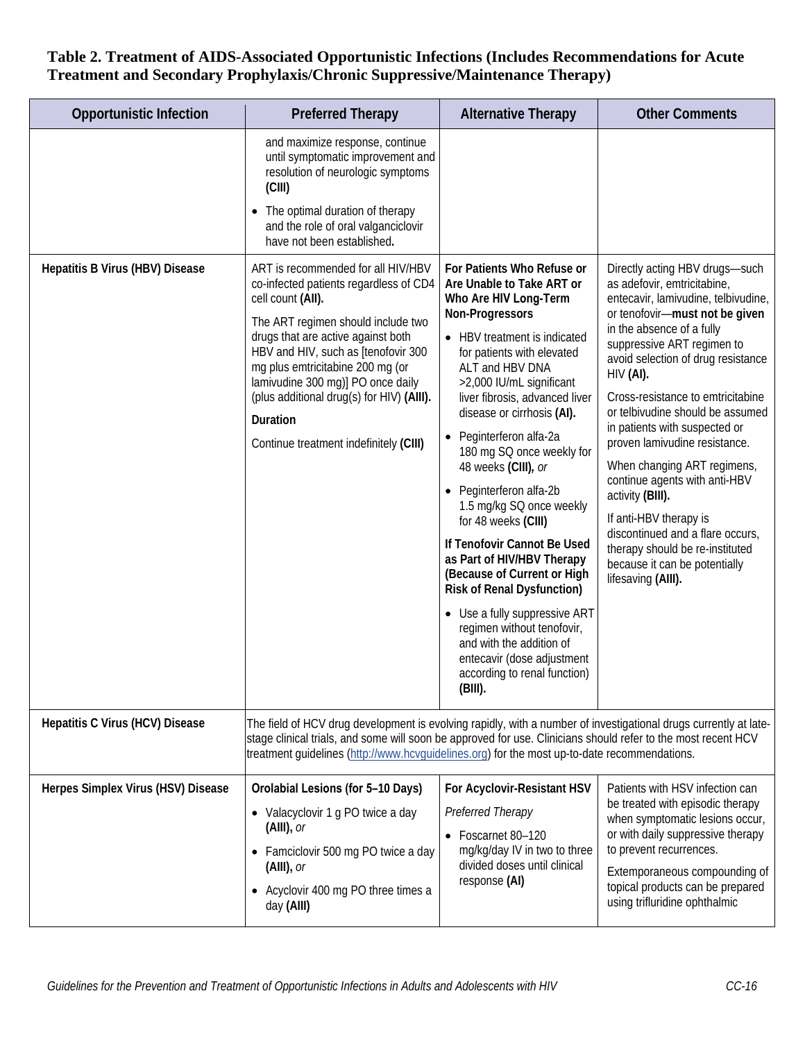**Table 2. Treatment of AIDS-Associated Opportunistic Infections (Includes Recommendations for Acute Treatment and Secondary Prophylaxis/Chronic Suppressive/Maintenance Therapy)**

| Opportunistic Infection | Preferred Therapy | Alternative Therapy | Other Comments |
|---|---|---|---|
| | and maximize response, continue until symptomatic improvement and resolution of neurologic symptoms **(CIII)**<br>• The optimal duration of therapy and the role of oral valganciclovir have not been established. | | |
| **Hepatitis B Virus (HBV) Disease** | ART is recommended for all HIV/HBV co-infected patients regardless of CD4 cell count **(AII).**<br>The ART regimen should include two drugs that are active against both HBV and HIV, such as [tenofovir 300 mg plus emtricitabine 200 mg (or lamivudine 300 mg)] PO once daily (plus additional drug(s) for HIV) **(AIII).**<br>**Duration**<br>Continue treatment indefinitely **(CIII)** | **For Patients Who Refuse or Are Unable to Take ART or Who Are HIV Long-Term Non-Progressors**<br>• HBV treatment is indicated for patients with elevated ALT and HBV DNA >2,000 IU/mL significant liver fibrosis, advanced liver disease or cirrhosis **(AI).**<br>• Peginterferon alfa-2a 180 mg SQ once weekly for 48 weeks **(CIII)**, *or*<br>• Peginterferon alfa-2b 1.5 mg/kg SQ once weekly for 48 weeks **(CIII)**<br>**If Tenofovir Cannot Be Used as Part of HIV/HBV Therapy (Because of Current or High Risk of Renal Dysfunction)**<br>• Use a fully suppressive ART regimen without tenofovir, and with the addition of entecavir (dose adjustment according to renal function) **(BIII).** | Directly acting HBV drugs—such as adefovir, emtricitabine, entecavir, lamivudine, telbivudine, or tenofovir—**must not be given** in the absence of a fully suppressive ART regimen to avoid selection of drug resistance HIV **(AI).**<br>Cross-resistance to emtricitabine or telbivudine should be assumed in patients with suspected or proven lamivudine resistance.<br>When changing ART regimens, continue agents with anti-HBV activity **(BIII).**<br>If anti-HBV therapy is discontinued and a flare occurs, therapy should be re-instituted because it can be potentially lifesaving **(AIII).** |
| **Hepatitis C Virus (HCV) Disease** | The field of HCV drug development is evolving rapidly, with a number of investigational drugs currently at late-stage clinical trials, and some will soon be approved for use. Clinicians should refer to the most recent HCV treatment guidelines (http://www.hcvguidelines.org) for the most up-to-date recommendations. | | |
| **Herpes Simplex Virus (HSV) Disease** | **Orolabial Lesions (for 5–10 Days)**<br>• Valacyclovir 1 g PO twice a day **(AIII),** *or*<br>• Famciclovir 500 mg PO twice a day **(AIII),** *or*<br>• Acyclovir 400 mg PO three times a day **(AIII)** | **For Acyclovir-Resistant HSV**<br>*Preferred Therapy*<br>• Foscarnet 80–120 mg/kg/day IV in two to three divided doses until clinical response **(AI)** | Patients with HSV infection can be treated with episodic therapy when symptomatic lesions occur, or with daily suppressive therapy to prevent recurrences.<br>Extemporaneous compounding of topical products can be prepared using trifluridine ophthalmic |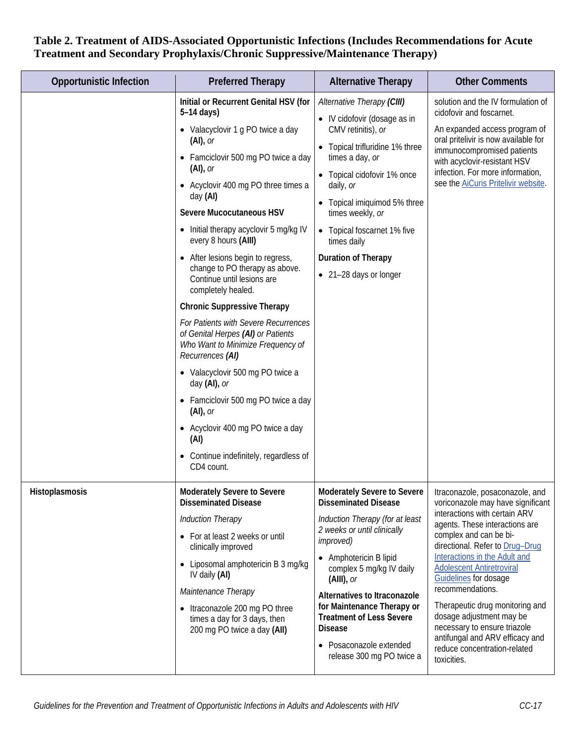**Table 2. Treatment of AIDS-Associated Opportunistic Infections (Includes Recommendations for Acute Treatment and Secondary Prophylaxis/Chronic Suppressive/Maintenance Therapy)**

| Opportunistic Infection | Preferred Therapy | Alternative Therapy | Other Comments |
|---|---|---|---|
| | **Initial or Recurrent Genital HSV (for 5–14 days)**<br>• Valacyclovir 1 g PO twice a day **(AI),** *or*<br>• Famciclovir 500 mg PO twice a day **(AI),** *or*<br>• Acyclovir 400 mg PO three times a day **(AI)**<br>**Severe Mucocutaneous HSV**<br>• Initial therapy acyclovir 5 mg/kg IV every 8 hours **(AIII)**<br>• After lesions begin to regress, change to PO therapy as above. Continue until lesions are completely healed.<br>**Chronic Suppressive Therapy**<br>*For Patients with Severe Recurrences of Genital Herpes* ***(AI)*** *or Patients Who Want to Minimize Frequency of Recurrences* ***(AI)***<br>• Valacyclovir 500 mg PO twice a day **(AI),** *or*<br>• Famciclovir 500 mg PO twice a day **(AI),** *or*<br>• Acyclovir 400 mg PO twice a day **(AI)**<br>• Continue indefinitely, regardless of CD4 count. | *Alternative Therapy* ***(CIII)***<br>• IV cidofovir (dosage as in CMV retinitis), *or*<br>• Topical trifluridine 1% three times a day, *or*<br>• Topical cidofovir 1% once daily, *or*<br>• Topical imiquimod 5% three times weekly, *or*<br>• Topical foscarnet 1% five times daily<br>**Duration of Therapy**<br>• 21–28 days or longer | solution and the IV formulation of cidofovir and foscarnet.<br>An expanded access program of oral pritelivir is now available for immunocompromised patients with acyclovir-resistant HSV infection. For more information, see the AiCuris Pritelivir website. |
| **Histoplasmosis** | **Moderately Severe to Severe Disseminated Disease**<br>*Induction Therapy*<br>• For at least 2 weeks or until clinically improved<br>• Liposomal amphotericin B 3 mg/kg IV daily **(AI)**<br>*Maintenance Therapy*<br>• Itraconazole 200 mg PO three times a day for 3 days, then 200 mg PO twice a day **(AII)** | **Moderately Severe to Severe Disseminated Disease**<br>*Induction Therapy (for at least 2 weeks or until clinically improved)*<br>• Amphotericin B lipid complex 5 mg/kg IV daily **(AIII),** *or*<br>**Alternatives to Itraconazole for Maintenance Therapy or Treatment of Less Severe Disease**<br>• Posaconazole extended release 300 mg PO twice a | Itraconazole, posaconazole, and voriconazole may have significant interactions with certain ARV agents. These interactions are complex and can be bi-directional. Refer to Drug–Drug Interactions in the Adult and Adolescent Antiretroviral Guidelines for dosage recommendations.<br>Therapeutic drug monitoring and dosage adjustment may be necessary to ensure triazole antifungal and ARV efficacy and reduce concentration-related toxicities. |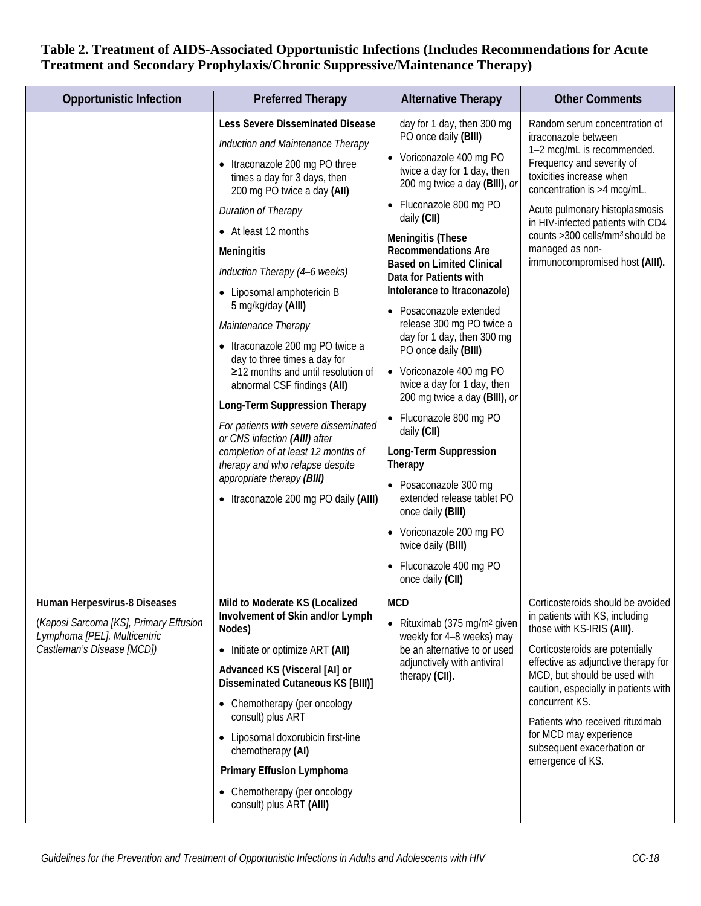**Table 2. Treatment of AIDS-Associated Opportunistic Infections (Includes Recommendations for Acute Treatment and Secondary Prophylaxis/Chronic Suppressive/Maintenance Therapy)**

| Opportunistic Infection | Preferred Therapy | Alternative Therapy | Other Comments |
|---|---|---|---|
| | **Less Severe Disseminated Disease**<br>*Induction and Maintenance Therapy*<br>• Itraconazole 200 mg PO three times a day for 3 days, then 200 mg PO twice a day **(AII)**<br>*Duration of Therapy*<br>• At least 12 months<br>**Meningitis**<br>*Induction Therapy (4–6 weeks)*<br>• Liposomal amphotericin B 5 mg/kg/day **(AIII)**<br>*Maintenance Therapy*<br>• Itraconazole 200 mg PO twice a day to three times a day for ≥12 months and until resolution of abnormal CSF findings **(AII)**<br>**Long-Term Suppression Therapy**<br>*For patients with severe disseminated or CNS infection **(AIII)** after completion of at least 12 months of therapy and who relapse despite appropriate therapy **(BIII)***<br>• Itraconazole 200 mg PO daily **(AIII)** | day for 1 day, then 300 mg PO once daily **(BIII)**<br>• Voriconazole 400 mg PO twice a day for 1 day, then 200 mg twice a day **(BIII),** *or*<br>• Fluconazole 800 mg PO daily **(CII)**<br>**Meningitis (These Recommendations Are Based on Limited Clinical Data for Patients with Intolerance to Itraconazole)**<br>• Posaconazole extended release 300 mg PO twice a day for 1 day, then 300 mg PO once daily **(BIII)**<br>• Voriconazole 400 mg PO twice a day for 1 day, then 200 mg twice a day **(BIII),** *or*<br>• Fluconazole 800 mg PO daily **(CII)**<br>**Long-Term Suppression Therapy**<br>• Posaconazole 300 mg extended release tablet PO once daily **(BIII)**<br>• Voriconazole 200 mg PO twice daily **(BIII)**<br>• Fluconazole 400 mg PO once daily **(CII)** | Random serum concentration of itraconazole between 1–2 mcg/mL is recommended. Frequency and severity of toxicities increase when concentration is >4 mcg/mL.<br>Acute pulmonary histoplasmosis in HIV-infected patients with CD4 counts >300 cells/mm³ should be managed as non-immunocompromised host **(AIII).** |
| **Human Herpesvirus-8 Diseases**<br>(*Kaposi Sarcoma [KS], Primary Effusion Lymphoma [PEL], Multicentric Castleman's Disease [MCD]*) | **Mild to Moderate KS (Localized Involvement of Skin and/or Lymph Nodes)**<br>• Initiate or optimize ART **(AII)**<br>**Advanced KS (Visceral [AI] or Disseminated Cutaneous KS [BIII)]**<br>• Chemotherapy (per oncology consult) plus ART<br>• Liposomal doxorubicin first-line chemotherapy **(AI)**<br>**Primary Effusion Lymphoma**<br>• Chemotherapy (per oncology consult) plus ART **(AIII)** | **MCD**<br>• Rituximab (375 mg/m² given weekly for 4–8 weeks) may be an alternative to or used adjunctively with antiviral therapy **(CII).** | Corticosteroids should be avoided in patients with KS, including those with KS-IRIS **(AIII).**<br>Corticosteroids are potentially effective as adjunctive therapy for MCD, but should be used with caution, especially in patients with concurrent KS.<br>Patients who received rituximab for MCD may experience subsequent exacerbation or emergence of KS. |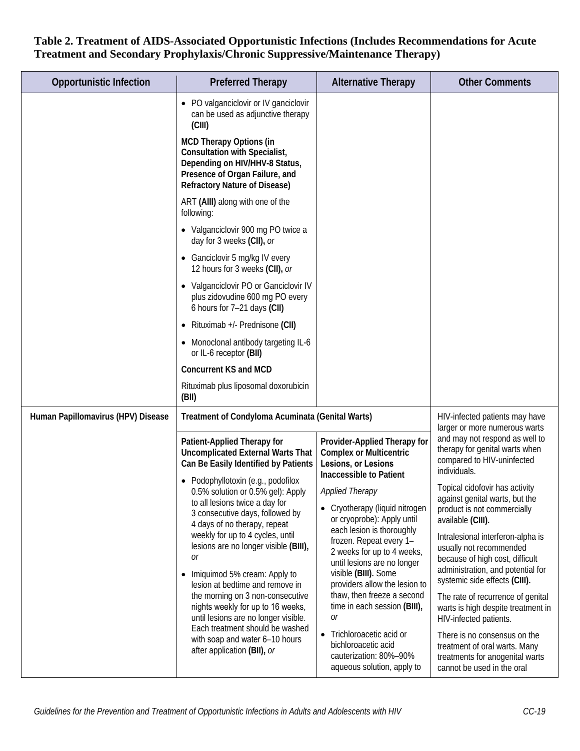**Table 2. Treatment of AIDS-Associated Opportunistic Infections (Includes Recommendations for Acute Treatment and Secondary Prophylaxis/Chronic Suppressive/Maintenance Therapy)**

| Opportunistic Infection | Preferred Therapy | Alternative Therapy | Other Comments |
|---|---|---|---|
| | • PO valganciclovir or IV ganciclovir can be used as adjunctive therapy **(CIII)**<br><br>**MCD Therapy Options (in Consultation with Specialist, Depending on HIV/HHV-8 Status, Presence of Organ Failure, and Refractory Nature of Disease)**<br><br>ART **(AIII)** along with one of the following:<br><br>• Valganciclovir 900 mg PO twice a day for 3 weeks **(CII),** *or*<br><br>• Ganciclovir 5 mg/kg IV every 12 hours for 3 weeks **(CII),** *or*<br><br>• Valganciclovir PO or Ganciclovir IV plus zidovudine 600 mg PO every 6 hours for 7–21 days **(CII)**<br><br>• Rituximab +/- Prednisone **(CII)**<br><br>• Monoclonal antibody targeting IL-6 or IL-6 receptor **(BII)**<br><br>**Concurrent KS and MCD**<br><br>Rituximab plus liposomal doxorubicin **(BII)** | | |
| **Human Papillomavirus (HPV) Disease** | **Treatment of Condyloma Acuminata (Genital Warts)**<br><br>**Patient-Applied Therapy for Uncomplicated External Warts That Can Be Easily Identified by Patients**<br><br>• Podophyllotoxin (e.g., podofilox 0.5% solution or 0.5% gel): Apply to all lesions twice a day for 3 consecutive days, followed by 4 days of no therapy, repeat weekly for up to 4 cycles, until lesions are no longer visible **(BIII),** *or*<br><br>• Imiquimod 5% cream: Apply to lesion at bedtime and remove in the morning on 3 non-consecutive nights weekly for up to 16 weeks, until lesions are no longer visible. Each treatment should be washed with soap and water 6–10 hours after application **(BII),** *or* | **Provider-Applied Therapy for Complex or Multicentric Lesions, or Lesions Inaccessible to Patient**<br><br>*Applied Therapy*<br><br>• Cryotherapy (liquid nitrogen or cryoprobe): Apply until each lesion is thoroughly frozen. Repeat every 1–2 weeks for up to 4 weeks, until lesions are no longer visible **(BIII).** Some providers allow the lesion to thaw, then freeze a second time in each session **(BIII),** *or*<br><br>• Trichloroacetic acid or bichloroacetic acid cauterization: 80%–90% aqueous solution, apply to | HIV-infected patients may have larger or more numerous warts and may not respond as well to therapy for genital warts when compared to HIV-uninfected individuals.<br><br>Topical cidofovir has activity against genital warts, but the product is not commercially available **(CIII).**<br><br>Intralesional interferon-alpha is usually not recommended because of high cost, difficult administration, and potential for systemic side effects **(CIII).**<br><br>The rate of recurrence of genital warts is high despite treatment in HIV-infected patients.<br><br>There is no consensus on the treatment of oral warts. Many treatments for anogenital warts cannot be used in the oral |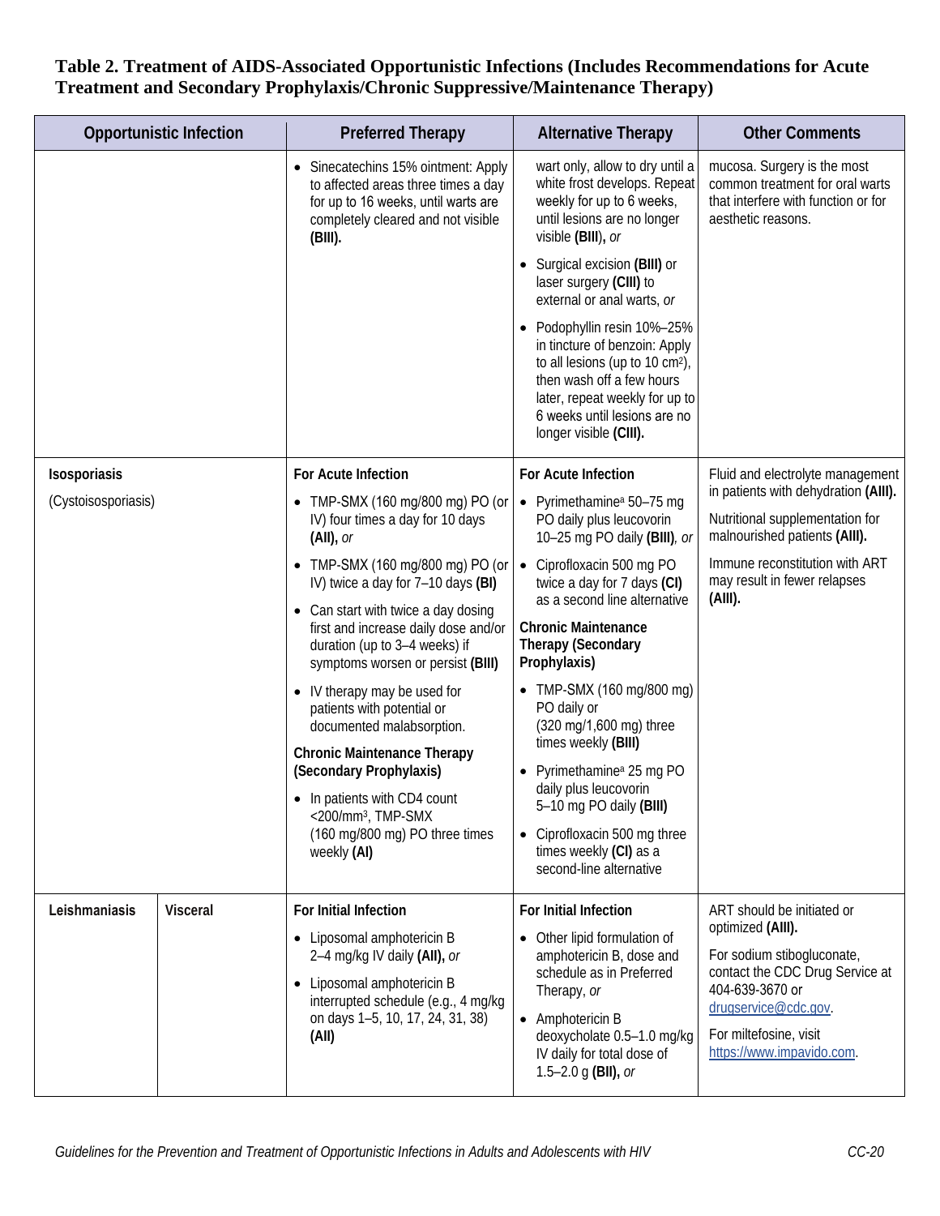**Table 2. Treatment of AIDS-Associated Opportunistic Infections (Includes Recommendations for Acute Treatment and Secondary Prophylaxis/Chronic Suppressive/Maintenance Therapy)**

| Opportunistic Infection | | Preferred Therapy | Alternative Therapy | Other Comments |
|---|---|---|---|---|
| | | • Sinecatechins 15% ointment: Apply to affected areas three times a day for up to 16 weeks, until warts are completely cleared and not visible **(BIII).** | wart only, allow to dry until a white frost develops. Repeat weekly for up to 6 weeks, until lesions are no longer visible **(BIII)**, *or*<br>• Surgical excision **(BIII)** or laser surgery **(CIII)** to external or anal warts, *or*<br>• Podophyllin resin 10%–25% in tincture of benzoin: Apply to all lesions (up to 10 cm$^2$), then wash off a few hours later, repeat weekly for up to 6 weeks until lesions are no longer visible **(CIII).** | mucosa. Surgery is the most common treatment for oral warts that interfere with function or for aesthetic reasons. |
| **Isosporiasis**<br>(Cystoisosporiasis) | | **For Acute Infection**<br>• TMP-SMX (160 mg/800 mg) PO (or IV) four times a day for 10 days **(AII),** *or*<br>• TMP-SMX (160 mg/800 mg) PO (or IV) twice a day for 7–10 days **(BI)**<br>• Can start with twice a day dosing first and increase daily dose and/or duration (up to 3–4 weeks) if symptoms worsen or persist **(BIII)**<br>• IV therapy may be used for patients with potential or documented malabsorption.<br>**Chronic Maintenance Therapy (Secondary Prophylaxis)**<br>• In patients with CD4 count <200/mm$^3$, TMP-SMX (160 mg/800 mg) PO three times weekly **(AI)** | **For Acute Infection**<br>• Pyrimethamine[a] 50–75 mg PO daily plus leucovorin 10–25 mg PO daily **(BIII)**, *or*<br>• Ciprofloxacin 500 mg PO twice a day for 7 days **(CI)** as a second line alternative<br>**Chronic Maintenance Therapy (Secondary Prophylaxis)**<br>• TMP-SMX (160 mg/800 mg) PO daily or (320 mg/1,600 mg) three times weekly **(BIII)**<br>• Pyrimethamine[a] 25 mg PO daily plus leucovorin 5–10 mg PO daily **(BIII)**<br>• Ciprofloxacin 500 mg three times weekly **(CI)** as a second-line alternative | Fluid and electrolyte management in patients with dehydration **(AIII).**<br>Nutritional supplementation for malnourished patients **(AIII).**<br>Immune reconstitution with ART may result in fewer relapses **(AIII).** |
| **Leishmaniasis** | **Visceral** | **For Initial Infection**<br>• Liposomal amphotericin B 2–4 mg/kg IV daily **(AII),** *or*<br>• Liposomal amphotericin B interrupted schedule (e.g., 4 mg/kg on days 1–5, 10, 17, 24, 31, 38) **(AII)** | **For Initial Infection**<br>• Other lipid formulation of amphotericin B, dose and schedule as in Preferred Therapy, *or*<br>• Amphotericin B deoxycholate 0.5–1.0 mg/kg IV daily for total dose of 1.5–2.0 g **(BII),** *or* | ART should be initiated or optimized **(AIII).**<br>For sodium stibogluconate, contact the CDC Drug Service at 404-639-3670 or drugservice@cdc.gov.<br>For miltefosine, visit https://www.impavido.com. |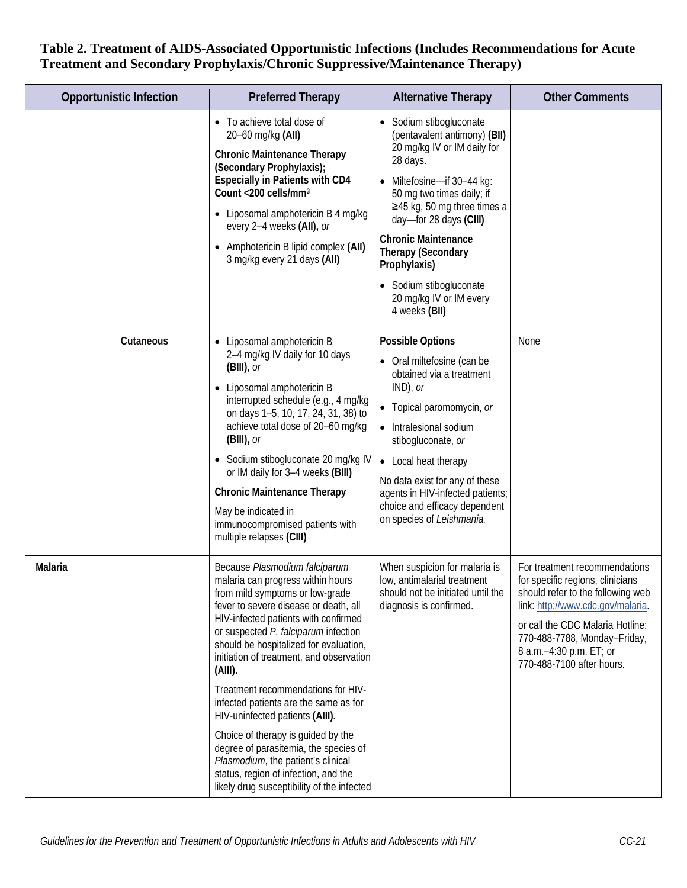**Table 2. Treatment of AIDS-Associated Opportunistic Infections (Includes Recommendations for Acute Treatment and Secondary Prophylaxis/Chronic Suppressive/Maintenance Therapy)**

| Opportunistic Infection | | Preferred Therapy | Alternative Therapy | Other Comments |
|---|---|---|---|---|
| | | • To achieve total dose of 20–60 mg/kg **(AII)**<br><br>**Chronic Maintenance Therapy (Secondary Prophylaxis); Especially in Patients with CD4 Count <200 cells/mm³**<br><br>• Liposomal amphotericin B 4 mg/kg every 2–4 weeks **(AII),** *or*<br>• Amphotericin B lipid complex **(AII)** 3 mg/kg every 21 days **(AII)** | • Sodium stibogluconate (pentavalent antimony) **(BII)** 20 mg/kg IV or IM daily for 28 days.<br>• Miltefosine—if 30–44 kg: 50 mg two times daily; if ≥45 kg, 50 mg three times a day—for 28 days **(CIII)**<br><br>**Chronic Maintenance Therapy (Secondary Prophylaxis)**<br><br>• Sodium stibogluconate 20 mg/kg IV or IM every 4 weeks **(BII)** | |
| | **Cutaneous** | • Liposomal amphotericin B 2–4 mg/kg IV daily for 10 days **(BIII),** *or*<br>• Liposomal amphotericin B interrupted schedule (e.g., 4 mg/kg on days 1–5, 10, 17, 24, 31, 38) to achieve total dose of 20–60 mg/kg **(BIII),** *or*<br>• Sodium stibogluconate 20 mg/kg IV or IM daily for 3–4 weeks **(BIII)**<br><br>**Chronic Maintenance Therapy**<br><br>May be indicated in immunocompromised patients with multiple relapses **(CIII)** | **Possible Options**<br><br>• Oral miltefosine (can be obtained via a treatment IND), *or*<br>• Topical paromomycin, *or*<br>• Intralesional sodium stibogluconate, *or*<br>• Local heat therapy<br><br>No data exist for any of these agents in HIV-infected patients; choice and efficacy dependent on species of *Leishmania.* | None |
| **Malaria** | | Because *Plasmodium falciparum* malaria can progress within hours from mild symptoms or low-grade fever to severe disease or death, all HIV-infected patients with confirmed or suspected *P. falciparum* infection should be hospitalized for evaluation, initiation of treatment, and observation **(AIII).**<br><br>Treatment recommendations for HIV-infected patients are the same as for HIV-uninfected patients **(AIII).**<br><br>Choice of therapy is guided by the degree of parasitemia, the species of *Plasmodium*, the patient's clinical status, region of infection, and the likely drug susceptibility of the infected | When suspicion for malaria is low, antimalarial treatment should not be initiated until the diagnosis is confirmed. | For treatment recommendations for specific regions, clinicians should refer to the following web link: http://www.cdc.gov/malaria.<br><br>or call the CDC Malaria Hotline: 770-488-7788, Monday–Friday, 8 a.m.–4:30 p.m. ET; or 770-488-7100 after hours. |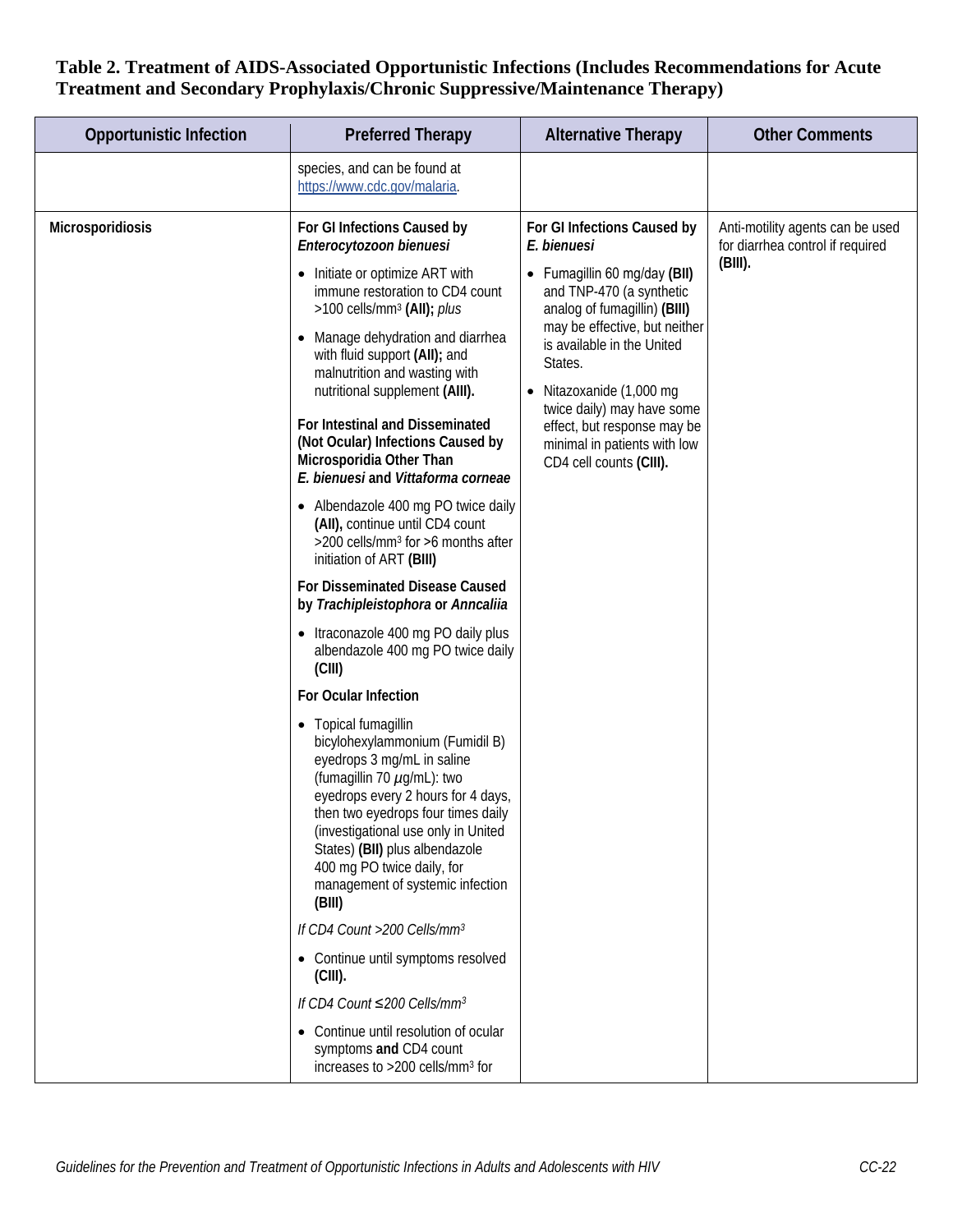**Table 2. Treatment of AIDS-Associated Opportunistic Infections (Includes Recommendations for Acute Treatment and Secondary Prophylaxis/Chronic Suppressive/Maintenance Therapy)**

| Opportunistic Infection | Preferred Therapy | Alternative Therapy | Other Comments |
|---|---|---|---|
| | species, and can be found at https://www.cdc.gov/malaria. | | |
| Microsporidiosis | **For GI Infections Caused by *Enterocytozoon bienuesi***<br>• Initiate or optimize ART with immune restoration to CD4 count >100 cells/mm$^3$ **(AII);** *plus*<br>• Manage dehydration and diarrhea with fluid support **(AII);** and malnutrition and wasting with nutritional supplement **(AIII).**<br>**For Intestinal and Disseminated (Not Ocular) Infections Caused by Microsporidia Other Than *E. bienuesi* and *Vittaforma corneae***<br>• Albendazole 400 mg PO twice daily **(AII),** continue until CD4 count >200 cells/mm$^3$ for >6 months after initiation of ART **(BIII)**<br>**For Disseminated Disease Caused by *Trachipleistophora* or *Anncaliia***<br>• Itraconazole 400 mg PO daily plus albendazole 400 mg PO twice daily **(CIII)**<br>**For Ocular Infection**<br>• Topical fumagillin bicylohexylammonium (Fumidil B) eyedrops 3 mg/mL in saline (fumagillin 70 $\mu$g/mL): two eyedrops every 2 hours for 4 days, then two eyedrops four times daily (investigational use only in United States) **(BII)** plus albendazole 400 mg PO twice daily, for management of systemic infection **(BIII)**<br>*If CD4 Count >200 Cells/mm$^3$*<br>• Continue until symptoms resolved **(CIII).**<br>*If CD4 Count ≤200 Cells/mm$^3$*<br>• Continue until resolution of ocular symptoms **and** CD4 count increases to >200 cells/mm$^3$ for | **For GI Infections Caused by *E. bienuesi***<br>• Fumagillin 60 mg/day **(BII)** and TNP-470 (a synthetic analog of fumagillin) **(BIII)** may be effective, but neither is available in the United States.<br>• Nitazoxanide (1,000 mg twice daily) may have some effect, but response may be minimal in patients with low CD4 cell counts **(CIII).** | Anti-motility agents can be used for diarrhea control if required **(BIII).** |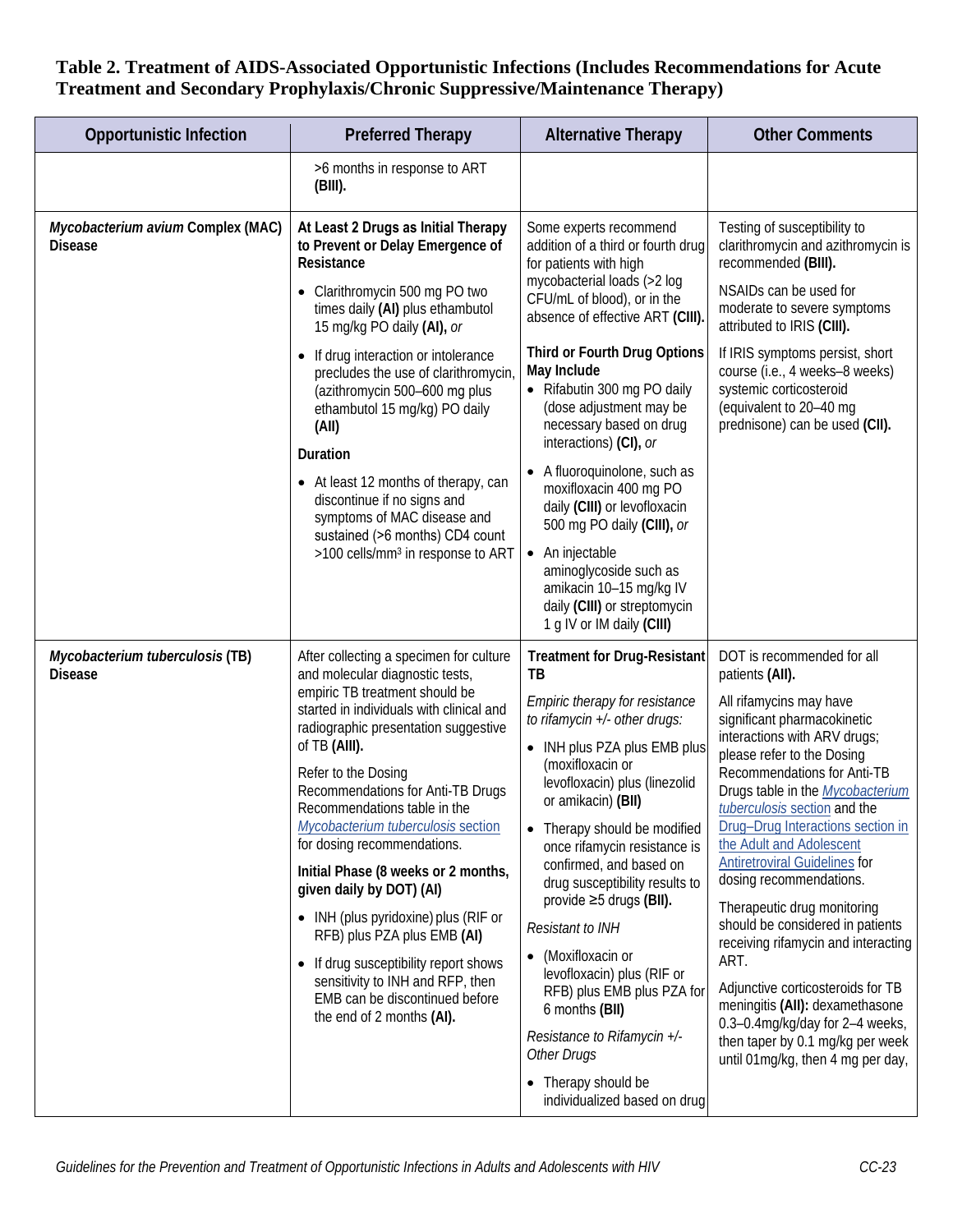**Table 2. Treatment of AIDS-Associated Opportunistic Infections (Includes Recommendations for Acute Treatment and Secondary Prophylaxis/Chronic Suppressive/Maintenance Therapy)**

| Opportunistic Infection | Preferred Therapy | Alternative Therapy | Other Comments |
|---|---|---|---|
| | >6 months in response to ART **(BIII).** | | |
| ***Mycobacterium avium* Complex (MAC) Disease** | **At Least 2 Drugs as Initial Therapy to Prevent or Delay Emergence of Resistance**<br>• Clarithromycin 500 mg PO two times daily **(AI)** plus ethambutol 15 mg/kg PO daily **(AI),** *or*<br>• If drug interaction or intolerance precludes the use of clarithromycin, (azithromycin 500–600 mg plus ethambutol 15 mg/kg) PO daily **(AII)**<br>**Duration**<br>• At least 12 months of therapy, can discontinue if no signs and symptoms of MAC disease and sustained (>6 months) CD4 count >100 cells/mm³ in response to ART | Some experts recommend addition of a third or fourth drug for patients with high mycobacterial loads (>2 log CFU/mL of blood), or in the absence of effective ART **(CIII).**<br>**Third or Fourth Drug Options May Include**<br>• Rifabutin 300 mg PO daily (dose adjustment may be necessary based on drug interactions) **(CI),** *or*<br>• A fluoroquinolone, such as moxifloxacin 400 mg PO daily **(CIII)** or levofloxacin 500 mg PO daily **(CIII),** *or*<br>• An injectable aminoglycoside such as amikacin 10–15 mg/kg IV daily **(CIII)** or streptomycin 1 g IV or IM daily **(CIII)** | Testing of susceptibility to clarithromycin and azithromycin is recommended **(BIII).**<br>NSAIDs can be used for moderate to severe symptoms attributed to IRIS **(CIII).**<br>If IRIS symptoms persist, short course (i.e., 4 weeks–8 weeks) systemic corticosteroid (equivalent to 20–40 mg prednisone) can be used **(CII).** |
| ***Mycobacterium tuberculosis* (TB) Disease** | After collecting a specimen for culture and molecular diagnostic tests, empiric TB treatment should be started in individuals with clinical and radiographic presentation suggestive of TB **(AIII).**<br>Refer to the Dosing Recommendations for Anti-TB Drugs Recommendations table in the *Mycobacterium tuberculosis* section for dosing recommendations.<br>**Initial Phase (8 weeks or 2 months, given daily by DOT) (AI)**<br>• INH (plus pyridoxine) plus (RIF or RFB) plus PZA plus EMB **(AI)**<br>• If drug susceptibility report shows sensitivity to INH and RFP, then EMB can be discontinued before the end of 2 months **(AI).** | **Treatment for Drug-Resistant TB**<br>*Empiric therapy for resistance to rifamycin +/- other drugs:*<br>• INH plus PZA plus EMB plus (moxifloxacin or levofloxacin) plus (linezolid or amikacin) **(BII)**<br>• Therapy should be modified once rifamycin resistance is confirmed, and based on drug susceptibility results to provide ≥5 drugs **(BII).**<br>*Resistant to INH*<br>• (Moxifloxacin or levofloxacin) plus (RIF or RFB) plus EMB plus PZA for 6 months **(BII)**<br>*Resistance to Rifamycin +/- Other Drugs*<br>• Therapy should be individualized based on drug | DOT is recommended for all patients **(AII).**<br>All rifamycins may have significant pharmacokinetic interactions with ARV drugs; please refer to the Dosing Recommendations for Anti-TB Drugs table in the *Mycobacterium tuberculosis* section and the Drug–Drug Interactions section in the Adult and Adolescent Antiretroviral Guidelines for dosing recommendations.<br>Therapeutic drug monitoring should be considered in patients receiving rifamycin and interacting ART.<br>Adjunctive corticosteroids for TB meningitis **(AII):** dexamethasone 0.3–0.4mg/kg/day for 2–4 weeks, then taper by 0.1 mg/kg per week until 01mg/kg, then 4 mg per day, |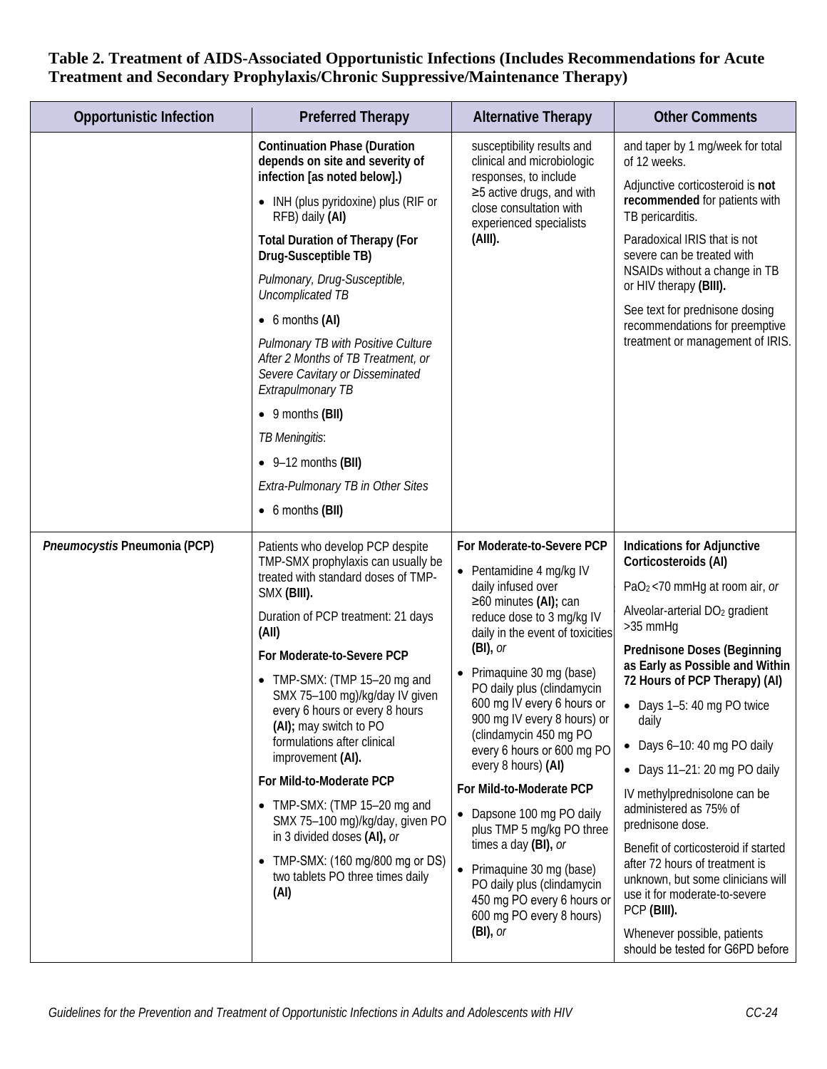**Table 2. Treatment of AIDS-Associated Opportunistic Infections (Includes Recommendations for Acute Treatment and Secondary Prophylaxis/Chronic Suppressive/Maintenance Therapy)**

| Opportunistic Infection | Preferred Therapy | Alternative Therapy | Other Comments |
|---|---|---|---|
| | **Continuation Phase (Duration depends on site and severity of infection [as noted below].)**<br>• INH (plus pyridoxine) plus (RIF or RFB) daily **(AI)**<br>**Total Duration of Therapy (For Drug-Susceptible TB)**<br>*Pulmonary, Drug-Susceptible, Uncomplicated TB*<br>• 6 months **(AI)**<br>*Pulmonary TB with Positive Culture After 2 Months of TB Treatment, or Severe Cavitary or Disseminated Extrapulmonary TB*<br>• 9 months **(BII)**<br>*TB Meningitis*:<br>• 9–12 months **(BII)**<br>*Extra-Pulmonary TB in Other Sites*<br>• 6 months **(BII)** | susceptibility results and clinical and microbiologic responses, to include ≥5 active drugs, and with close consultation with experienced specialists **(AIII).** | and taper by 1 mg/week for total of 12 weeks.<br>Adjunctive corticosteroid is **not recommended** for patients with TB pericarditis.<br>Paradoxical IRIS that is not severe can be treated with NSAIDs without a change in TB or HIV therapy **(BIII).**<br>See text for prednisone dosing recommendations for preemptive treatment or management of IRIS. |
| *Pneumocystis* Pneumonia (PCP) | Patients who develop PCP despite TMP-SMX prophylaxis can usually be treated with standard doses of TMP-SMX **(BIII).**<br>Duration of PCP treatment: 21 days **(AII)**<br>**For Moderate-to-Severe PCP**<br>• TMP-SMX: (TMP 15–20 mg and SMX 75–100 mg)/kg/day IV given every 6 hours or every 8 hours **(AI);** may switch to PO formulations after clinical improvement **(AI).**<br>**For Mild-to-Moderate PCP**<br>• TMP-SMX: (TMP 15–20 mg and SMX 75–100 mg)/kg/day, given PO in 3 divided doses **(AI),** *or*<br>• TMP-SMX: (160 mg/800 mg or DS) two tablets PO three times daily **(AI)** | **For Moderate-to-Severe PCP**<br>• Pentamidine 4 mg/kg IV daily infused over ≥60 minutes **(AI);** can reduce dose to 3 mg/kg IV daily in the event of toxicities **(BI),** *or*<br>• Primaquine 30 mg (base) PO daily plus (clindamycin 600 mg IV every 6 hours or 900 mg IV every 8 hours) or (clindamycin 450 mg PO every 6 hours or 600 mg PO every 8 hours) **(AI)**<br>**For Mild-to-Moderate PCP**<br>• Dapsone 100 mg PO daily plus TMP 5 mg/kg PO three times a day **(BI),** *or*<br>• Primaquine 30 mg (base) PO daily plus (clindamycin 450 mg PO every 6 hours or 600 mg PO every 8 hours) **(BI),** *or* | **Indications for Adjunctive Corticosteroids (AI)**<br>$PaO_2$ <70 mmHg at room air, *or*<br>Alveolar-arterial $DO_2$ gradient >35 mmHg<br>**Prednisone Doses (Beginning as Early as Possible and Within 72 Hours of PCP Therapy) (AI)**<br>• Days 1–5: 40 mg PO twice daily<br>• Days 6–10: 40 mg PO daily<br>• Days 11–21: 20 mg PO daily<br>IV methylprednisolone can be administered as 75% of prednisone dose.<br>Benefit of corticosteroid if started after 72 hours of treatment is unknown, but some clinicians will use it for moderate-to-severe PCP **(BIII).**<br>Whenever possible, patients should be tested for G6PD before |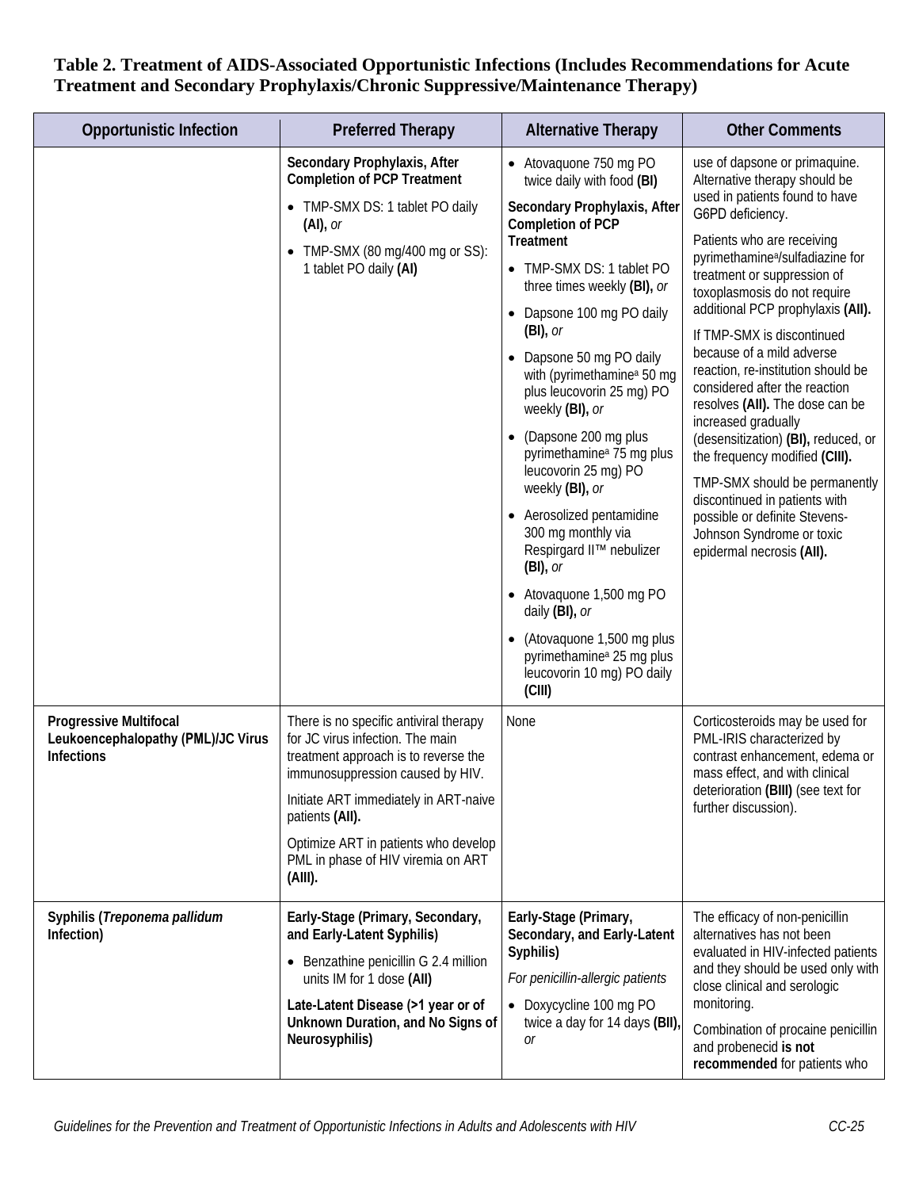**Table 2. Treatment of AIDS-Associated Opportunistic Infections (Includes Recommendations for Acute Treatment and Secondary Prophylaxis/Chronic Suppressive/Maintenance Therapy)**

| Opportunistic Infection | Preferred Therapy | Alternative Therapy | Other Comments |
|---|---|---|---|
| | **Secondary Prophylaxis, After Completion of PCP Treatment**<br>• TMP-SMX DS: 1 tablet PO daily **(AI),** *or*<br>• TMP-SMX (80 mg/400 mg or SS): 1 tablet PO daily **(AI)** | • Atovaquone 750 mg PO twice daily with food **(BI)**<br>**Secondary Prophylaxis, After Completion of PCP Treatment**<br>• TMP-SMX DS: 1 tablet PO three times weekly **(BI),** *or*<br>• Dapsone 100 mg PO daily **(BI),** *or*<br>• Dapsone 50 mg PO daily with (pyrimethamine[a] 50 mg plus leucovorin 25 mg) PO weekly **(BI),** *or*<br>• (Dapsone 200 mg plus pyrimethamine[a] 75 mg plus leucovorin 25 mg) PO weekly **(BI),** *or*<br>• Aerosolized pentamidine 300 mg monthly via Respirgard II™ nebulizer **(BI),** *or*<br>• Atovaquone 1,500 mg PO daily **(BI),** *or*<br>• (Atovaquone 1,500 mg plus pyrimethamine[a] 25 mg plus leucovorin 10 mg) PO daily **(CIII)** | use of dapsone or primaquine. Alternative therapy should be used in patients found to have G6PD deficiency.<br>Patients who are receiving pyrimethamine[a]/sulfadiazine for treatment or suppression of toxoplasmosis do not require additional PCP prophylaxis **(AII).**<br>If TMP-SMX is discontinued because of a mild adverse reaction, re-institution should be considered after the reaction resolves **(AII).** The dose can be increased gradually (desensitization) **(BI),** reduced, or the frequency modified **(CIII).**<br>TMP-SMX should be permanently discontinued in patients with possible or definite Stevens-Johnson Syndrome or toxic epidermal necrosis **(AII).** |
| **Progressive Multifocal Leukoencephalopathy (PML)/JC Virus Infections** | There is no specific antiviral therapy for JC virus infection. The main treatment approach is to reverse the immunosuppression caused by HIV.<br>Initiate ART immediately in ART-naive patients **(AII).**<br>Optimize ART in patients who develop PML in phase of HIV viremia on ART **(AIII).** | None | Corticosteroids may be used for PML-IRIS characterized by contrast enhancement, edema or mass effect, and with clinical deterioration **(BIII)** (see text for further discussion). |
| **Syphilis (*Treponema pallidum* Infection)** | **Early-Stage (Primary, Secondary, and Early-Latent Syphilis)**<br>• Benzathine penicillin G 2.4 million units IM for 1 dose **(AII)**<br>**Late-Latent Disease (>1 year or of Unknown Duration, and No Signs of Neurosyphilis)** | **Early-Stage (Primary, Secondary, and Early-Latent Syphilis)**<br>*For penicillin-allergic patients*<br>• Doxycycline 100 mg PO twice a day for 14 days **(BII),** *or* | The efficacy of non-penicillin alternatives has not been evaluated in HIV-infected patients and they should be used only with close clinical and serologic monitoring.<br>Combination of procaine penicillin and probenecid **is not recommended** for patients who |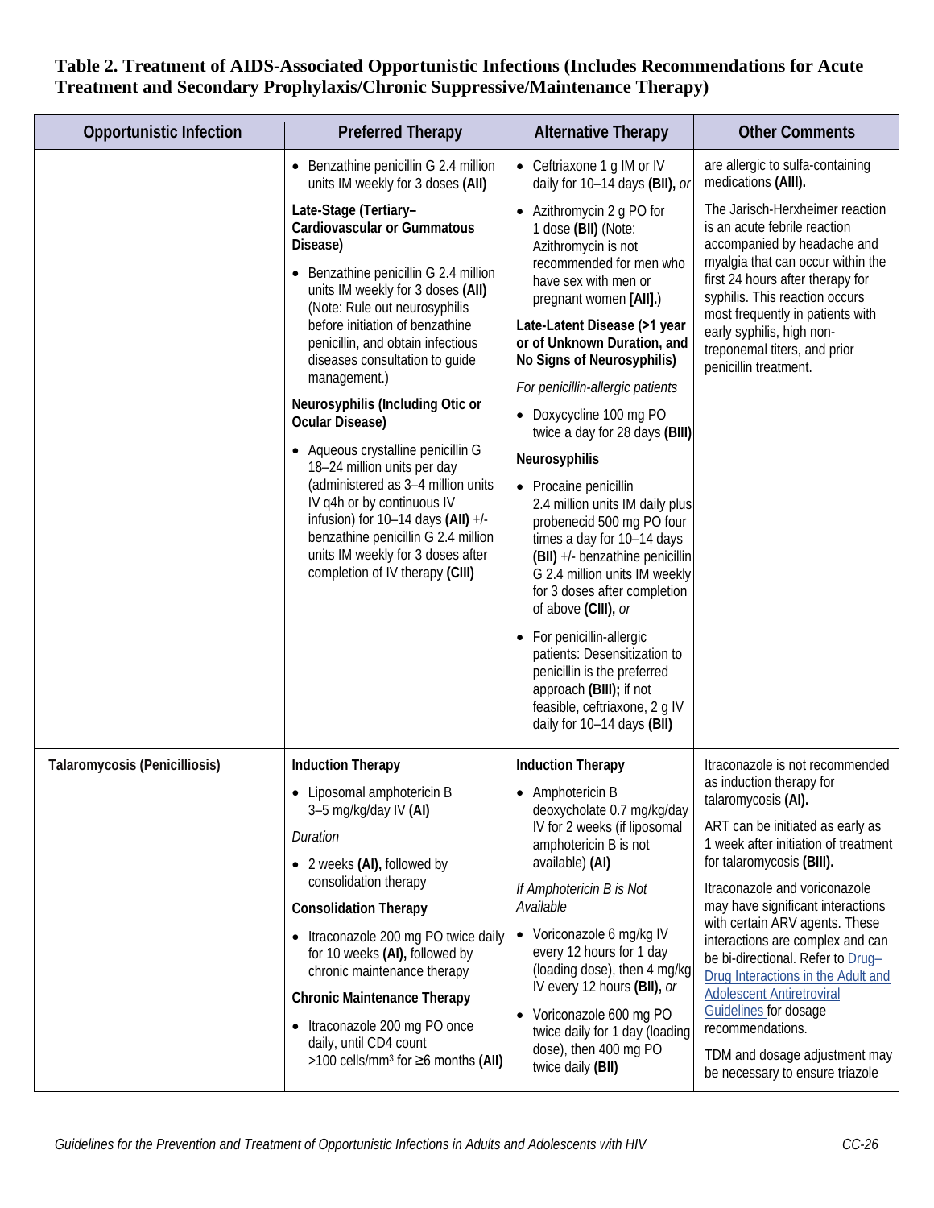**Table 2. Treatment of AIDS-Associated Opportunistic Infections (Includes Recommendations for Acute Treatment and Secondary Prophylaxis/Chronic Suppressive/Maintenance Therapy)**

| Opportunistic Infection | Preferred Therapy | Alternative Therapy | Other Comments |
|---|---|---|---|
| | • Benzathine penicillin G 2.4 million units IM weekly for 3 doses **(AII)**<br><br>**Late-Stage (Tertiary–Cardiovascular or Gummatous Disease)**<br><br>• Benzathine penicillin G 2.4 million units IM weekly for 3 doses **(AII)** (Note: Rule out neurosyphilis before initiation of benzathine penicillin, and obtain infectious diseases consultation to guide management.)<br><br>**Neurosyphilis (Including Otic or Ocular Disease)**<br><br>• Aqueous crystalline penicillin G 18–24 million units per day (administered as 3–4 million units IV q4h or by continuous IV infusion) for 10–14 days **(AII)** +/- benzathine penicillin G 2.4 million units IM weekly for 3 doses after completion of IV therapy **(CIII)** | • Ceftriaxone 1 g IM or IV daily for 10–14 days **(BII),** *or*<br><br>• Azithromycin 2 g PO for 1 dose **(BII)** (Note: Azithromycin is not recommended for men who have sex with men or pregnant women **[AII].**)<br><br>**Late-Latent Disease (>1 year or of Unknown Duration, and No Signs of Neurosyphilis)**<br><br>*For penicillin-allergic patients*<br><br>• Doxycycline 100 mg PO twice a day for 28 days **(BIII)**<br><br>**Neurosyphilis**<br><br>• Procaine penicillin 2.4 million units IM daily plus probenecid 500 mg PO four times a day for 10–14 days **(BII)** +/- benzathine penicillin G 2.4 million units IM weekly for 3 doses after completion of above **(CIII),** *or*<br><br>• For penicillin-allergic patients: Desensitization to penicillin is the preferred approach **(BIII);** if not feasible, ceftriaxone, 2 g IV daily for 10–14 days **(BII)** | are allergic to sulfa-containing medications **(AIII).**<br><br>The Jarisch-Herxheimer reaction is an acute febrile reaction accompanied by headache and myalgia that can occur within the first 24 hours after therapy for syphilis. This reaction occurs most frequently in patients with early syphilis, high non-treponemal titers, and prior penicillin treatment. |
| **Talaromycosis (Penicilliosis)** | **Induction Therapy**<br><br>• Liposomal amphotericin B 3–5 mg/kg/day IV **(AI)**<br><br>*Duration*<br><br>• 2 weeks **(AI),** followed by consolidation therapy<br><br>**Consolidation Therapy**<br><br>• Itraconazole 200 mg PO twice daily for 10 weeks **(AI),** followed by chronic maintenance therapy<br><br>**Chronic Maintenance Therapy**<br><br>• Itraconazole 200 mg PO once daily, until CD4 count >100 cells/mm³ for ≥6 months **(AII)** | **Induction Therapy**<br><br>• Amphotericin B deoxycholate 0.7 mg/kg/day IV for 2 weeks (if liposomal amphotericin B is not available) **(AI)**<br><br>*If Amphotericin B is Not Available*<br><br>• Voriconazole 6 mg/kg IV every 12 hours for 1 day (loading dose), then 4 mg/kg IV every 12 hours **(BII),** *or*<br><br>• Voriconazole 600 mg PO twice daily for 1 day (loading dose), then 400 mg PO twice daily **(BII)** | Itraconazole is not recommended as induction therapy for talaromycosis **(AI).**<br><br>ART can be initiated as early as 1 week after initiation of treatment for talaromycosis **(BIII).**<br><br>Itraconazole and voriconazole may have significant interactions with certain ARV agents. These interactions are complex and can be bi-directional. Refer to Drug–Drug Interactions in the Adult and Adolescent Antiretroviral Guidelines for dosage recommendations.<br><br>TDM and dosage adjustment may be necessary to ensure triazole |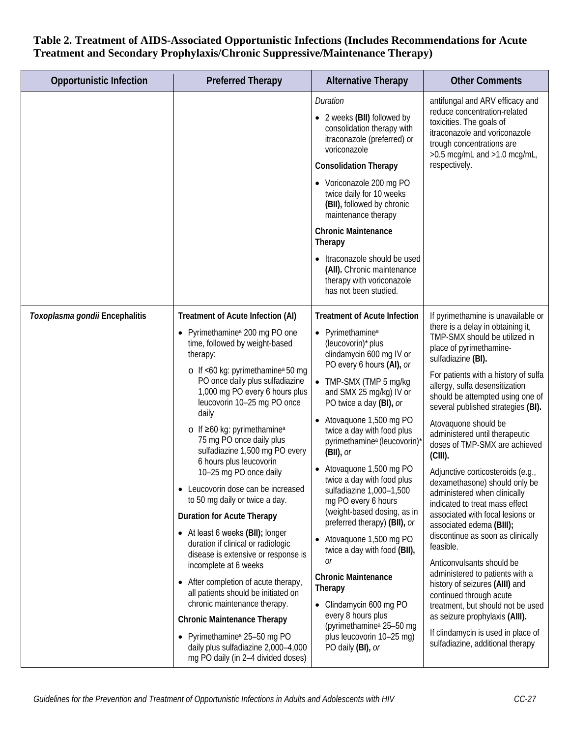**Table 2. Treatment of AIDS-Associated Opportunistic Infections (Includes Recommendations for Acute Treatment and Secondary Prophylaxis/Chronic Suppressive/Maintenance Therapy)**

| Opportunistic Infection | Preferred Therapy | Alternative Therapy | Other Comments |
|---|---|---|---|
| | | *Duration*<br>• 2 weeks **(BII)** followed by consolidation therapy with itraconazole (preferred) or voriconazole<br>**Consolidation Therapy**<br>• Voriconazole 200 mg PO twice daily for 10 weeks **(BII),** followed by chronic maintenance therapy<br>**Chronic Maintenance Therapy**<br>• Itraconazole should be used **(AII).** Chronic maintenance therapy with voriconazole has not been studied. | antifungal and ARV efficacy and reduce concentration-related toxicities. The goals of itraconazole and voriconazole trough concentrations are >0.5 mcg/mL and >1.0 mcg/mL, respectively. |
| ***Toxoplasma gondii* Encephalitis** | **Treatment of Acute Infection (AI)**<br>• Pyrimethamine[a] 200 mg PO one time, followed by weight-based therapy:<br>  o If <60 kg: pyrimethamine[a] 50 mg PO once daily plus sulfadiazine 1,000 mg PO every 6 hours plus leucovorin 10–25 mg PO once daily<br>  o If ≥60 kg: pyrimethamine[a] 75 mg PO once daily plus sulfadiazine 1,500 mg PO every 6 hours plus leucovorin 10–25 mg PO once daily<br>• Leucovorin dose can be increased to 50 mg daily or twice a day.<br>**Duration for Acute Therapy**<br>• At least 6 weeks **(BII);** longer duration if clinical or radiologic disease is extensive or response is incomplete at 6 weeks<br>• After completion of acute therapy, all patients should be initiated on chronic maintenance therapy.<br>**Chronic Maintenance Therapy**<br>• Pyrimethamine[a] 25–50 mg PO daily plus sulfadiazine 2,000–4,000 mg PO daily (in 2–4 divided doses) | **Treatment of Acute Infection**<br>• Pyrimethamine[a] (leucovorin)* plus clindamycin 600 mg IV or PO every 6 hours **(AI),** *or*<br>• TMP-SMX (TMP 5 mg/kg and SMX 25 mg/kg) IV or PO twice a day **(BI),** *or*<br>• Atovaquone 1,500 mg PO twice a day with food plus pyrimethamine[a] (leucovorin)* **(BII),** *or*<br>• Atovaquone 1,500 mg PO twice a day with food plus sulfadiazine 1,000–1,500 mg PO every 6 hours (weight-based dosing, as in preferred therapy) **(BII),** *or*<br>• Atovaquone 1,500 mg PO twice a day with food **(BII),** *or*<br>**Chronic Maintenance Therapy**<br>• Clindamycin 600 mg PO every 8 hours plus (pyrimethamine[a] 25–50 mg plus leucovorin 10–25 mg) PO daily **(BI),** *or* | If pyrimethamine is unavailable or there is a delay in obtaining it, TMP-SMX should be utilized in place of pyrimethamine-sulfadiazine **(BI).**<br>For patients with a history of sulfa allergy, sulfa desensitization should be attempted using one of several published strategies **(BI).**<br>Atovaquone should be administered until therapeutic doses of TMP-SMX are achieved **(CIII).**<br>Adjunctive corticosteroids (e.g., dexamethasone) should only be administered when clinically indicated to treat mass effect associated with focal lesions or associated edema **(BIII);** discontinue as soon as clinically feasible.<br>Anticonvulsants should be administered to patients with a history of seizures **(AIII)** and continued through acute treatment, but should not be used as seizure prophylaxis **(AIII).**<br>If clindamycin is used in place of sulfadiazine, additional therapy |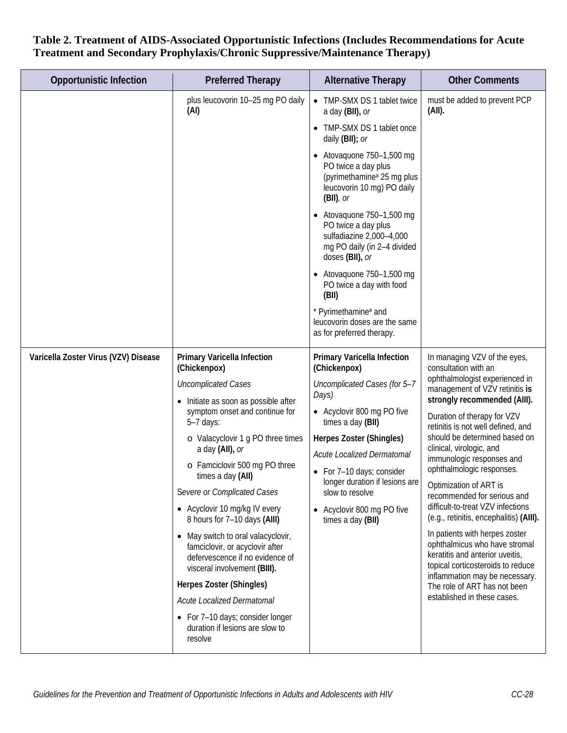**Table 2. Treatment of AIDS-Associated Opportunistic Infections (Includes Recommendations for Acute Treatment and Secondary Prophylaxis/Chronic Suppressive/Maintenance Therapy)**

| Opportunistic Infection | Preferred Therapy | Alternative Therapy | Other Comments |
|---|---|---|---|
| | plus leucovorin 10–25 mg PO daily **(AI)** | • TMP-SMX DS 1 tablet twice a day **(BII),** *or*<br>• TMP-SMX DS 1 tablet once daily **(BII);** *or*<br>• Atovaquone 750–1,500 mg PO twice a day plus (pyrimethamine[a] 25 mg plus leucovorin 10 mg) PO daily **(BII)**, *or*<br>• Atovaquone 750–1,500 mg PO twice a day plus sulfadiazine 2,000–4,000 mg PO daily (in 2–4 divided doses **(BII),** *or*<br>• Atovaquone 750–1,500 mg PO twice a day with food **(BII)**<br>* Pyrimethamine[a] and leucovorin doses are the same as for preferred therapy. | must be added to prevent PCP **(AII).** |
| **Varicella Zoster Virus (VZV) Disease** | **Primary Varicella Infection (Chickenpox)**<br>*Uncomplicated Cases*<br>• Initiate as soon as possible after symptom onset and continue for 5–7 days:<br>o Valacyclovir 1 g PO three times a day **(AII),** *or*<br>o Famciclovir 500 mg PO three times a day **(AII)**<br>*Severe or Complicated Cases*<br>• Acyclovir 10 mg/kg IV every 8 hours for 7–10 days **(AIII)**<br>• May switch to oral valacyclovir, famciclovir, or acyclovir after defervescence if no evidence of visceral involvement **(BIII).**<br>**Herpes Zoster (Shingles)**<br>*Acute Localized Dermatomal*<br>• For 7–10 days; consider longer duration if lesions are slow to resolve | **Primary Varicella Infection (Chickenpox)**<br>*Uncomplicated Cases (for 5–7 Days)*<br>• Acyclovir 800 mg PO five times a day **(BII)**<br>**Herpes Zoster (Shingles)**<br>*Acute Localized Dermatomal*<br>• For 7–10 days; consider longer duration if lesions are slow to resolve<br>• Acyclovir 800 mg PO five times a day **(BII)** | In managing VZV of the eyes, consultation with an ophthalmologist experienced in management of VZV retinitis **is strongly recommended (AIII).**<br>Duration of therapy for VZV retinitis is not well defined, and should be determined based on clinical, virologic, and immunologic responses and ophthalmologic responses.<br>Optimization of ART is recommended for serious and difficult-to-treat VZV infections (e.g., retinitis, encephalitis) **(AIII).**<br>In patients with herpes zoster ophthalmicus who have stromal keratitis and anterior uveitis, topical corticosteroids to reduce inflammation may be necessary. The role of ART has not been established in these cases. |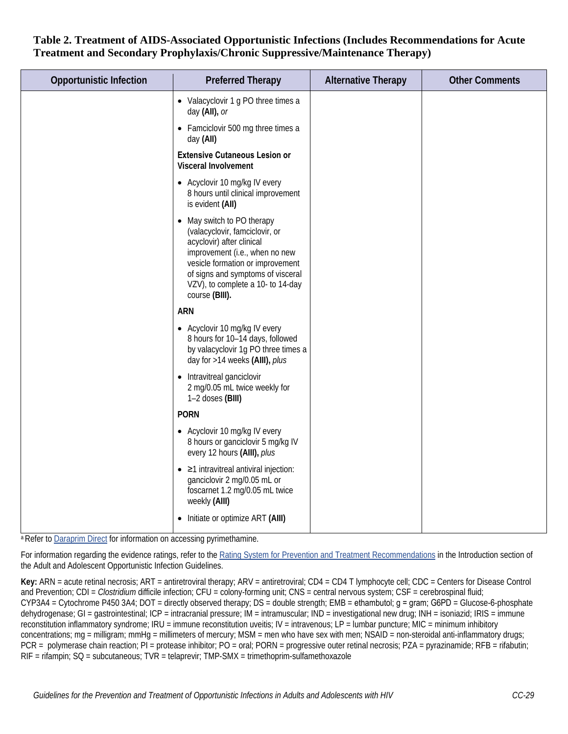## Table 2. Treatment of AIDS-Associated Opportunistic Infections (Includes Recommendations for Acute Treatment and Secondary Prophylaxis/Chronic Suppressive/Maintenance Therapy)

| Opportunistic Infection | Preferred Therapy | Alternative Therapy | Other Comments |
|---|---|---|---|
| | • Valacyclovir 1 g PO three times a day **(AII),** *or*<br>• Famciclovir 500 mg three times a day **(AII)**<br>**Extensive Cutaneous Lesion or Visceral Involvement**<br>• Acyclovir 10 mg/kg IV every 8 hours until clinical improvement is evident **(AII)**<br>• May switch to PO therapy (valacyclovir, famciclovir, or acyclovir) after clinical improvement (i.e., when no new vesicle formation or improvement of signs and symptoms of visceral VZV), to complete a 10- to 14-day course **(BIII).**<br>**ARN**<br>• Acyclovir 10 mg/kg IV every 8 hours for 10–14 days, followed by valacyclovir 1g PO three times a day for >14 weeks **(AIII),** *plus*<br>• Intravitreal ganciclovir 2 mg/0.05 mL twice weekly for 1–2 doses **(BIII)**<br>**PORN**<br>• Acyclovir 10 mg/kg IV every 8 hours or ganciclovir 5 mg/kg IV every 12 hours **(AIII),** *plus*<br>• ≥1 intravitreal antiviral injection: ganciclovir 2 mg/0.05 mL or foscarnet 1.2 mg/0.05 mL twice weekly **(AIII)**<br>• Initiate or optimize ART **(AIII)** | | |

[a] Refer to Daraprim Direct for information on accessing pyrimethamine.

For information regarding the evidence ratings, refer to the Rating System for Prevention and Treatment Recommendations in the Introduction section of the Adult and Adolescent Opportunistic Infection Guidelines.

**Key:** ARN = acute retinal necrosis; ART = antiretroviral therapy; ARV = antiretroviral; CD4 = CD4 T lymphocyte cell; CDC = Centers for Disease Control and Prevention; CDI = *Clostridium* difficile infection; CFU = colony-forming unit; CNS = central nervous system; CSF = cerebrospinal fluid; CYP3A4 = Cytochrome P450 3A4; DOT = directly observed therapy; DS = double strength; EMB = ethambutol; g = gram; G6PD = Glucose-6-phosphate dehydrogenase; GI = gastrointestinal; ICP = intracranial pressure; IM = intramuscular; IND = investigational new drug; INH = isoniazid; IRIS = immune reconstitution inflammatory syndrome; IRU = immune reconstitution uveitis; IV = intravenous; LP = lumbar puncture; MIC = minimum inhibitory concentrations; mg = milligram; mmHg = millimeters of mercury; MSM = men who have sex with men; NSAID = non-steroidal anti-inflammatory drugs; PCR = polymerase chain reaction; PI = protease inhibitor; PO = oral; PORN = progressive outer retinal necrosis; PZA = pyrazinamide; RFB = rifabutin; RIF = rifampin; SQ = subcutaneous; TVR = telaprevir; TMP-SMX = trimethoprim-sulfamethoxazole